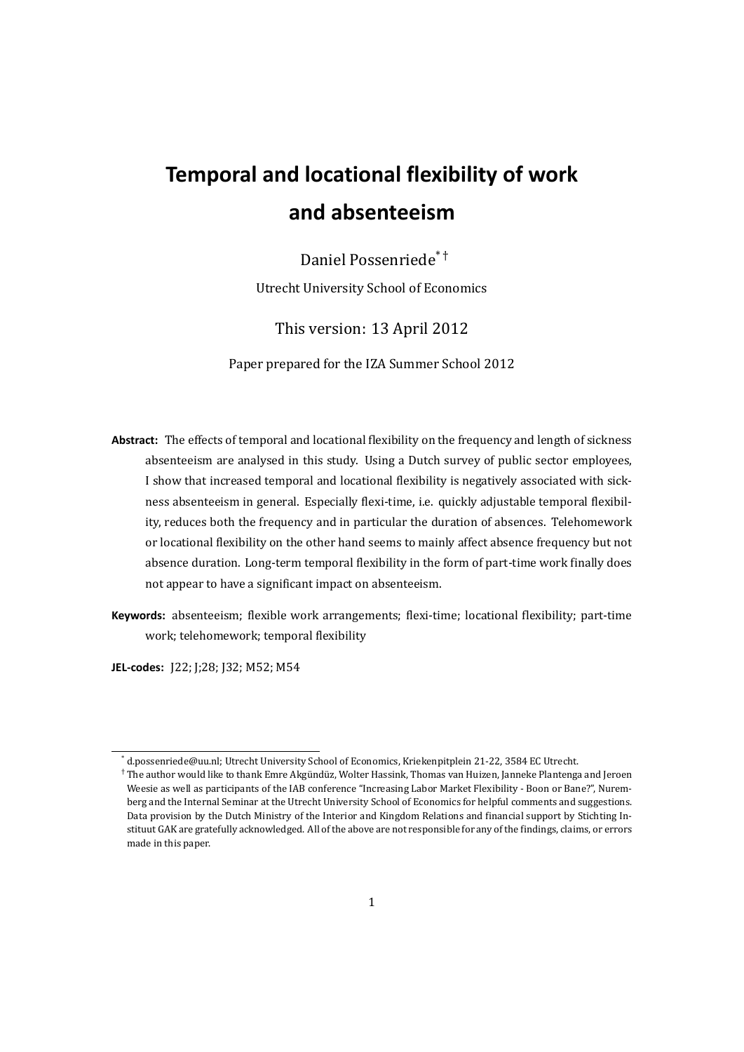# Temporal and locational flexibility of work and absenteeism

Daniel Possenriede[*][†]

Utrecht University School of Economics

This version: 13 April 2012

Paper prepared for the IZA Summer School 2012

**Abstract:** The effects of temporal and locational flexibility on the frequency and length of sickness absenteeism are analysed in this study. Using a Dutch survey of public sector employees, I show that increased temporal and locational flexibility is negatively associated with sickness absenteeism in general. Especially flexi-time, i.e. quickly adjustable temporal flexibility, reduces both the frequency and in particular the duration of absences. Telehomework or locational flexibility on the other hand seems to mainly affect absence frequency but not absence duration. Long-term temporal flexibility in the form of part-time work finally does not appear to have a significant impact on absenteeism.

**Keywords:** absenteeism; flexible work arrangements; flexi-time; locational flexibility; part-time work; telehomework; temporal flexibility

**JEL-codes:** J22; J;28; J32; M52; M54

---

[*] d.possenriede@uu.nl; Utrecht University School of Economics, Kriekenpitplein 21-22, 3584 EC Utrecht.

[†] The author would like to thank Emre Akgündüz, Wolter Hassink, Thomas van Huizen, Janneke Plantenga and Jeroen Weesie as well as participants of the IAB conference "Increasing Labor Market Flexibility - Boon or Bane?", Nuremberg and the Internal Seminar at the Utrecht University School of Economics for helpful comments and suggestions. Data provision by the Dutch Ministry of the Interior and Kingdom Relations and financial support by Stichting Instituut GAK are gratefully acknowledged. All of the above are not responsible for any of the findings, claims, or errors made in this paper.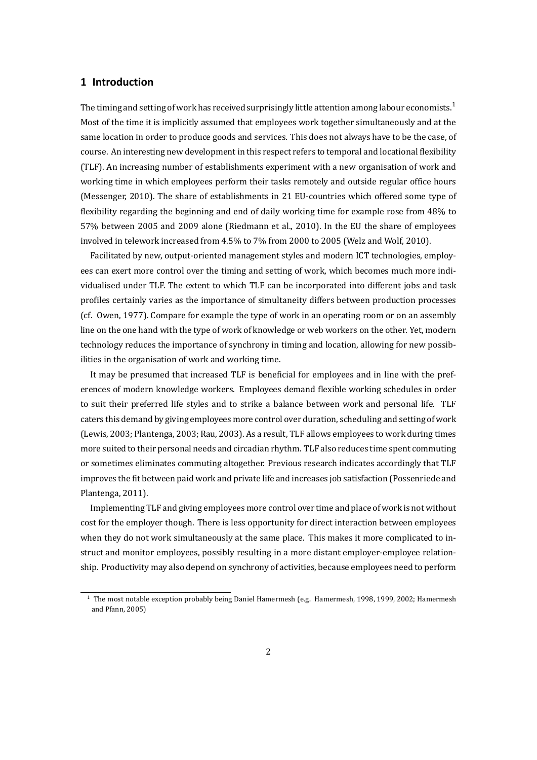## 1 Introduction

The timing and setting of work has received surprisingly little attention among labour economists.[1] Most of the time it is implicitly assumed that employees work together simultaneously and at the same location in order to produce goods and services. This does not always have to be the case, of course. An interesting new development in this respect refers to temporal and locational flexibility (TLF). An increasing number of establishments experiment with a new organisation of work and working time in which employees perform their tasks remotely and outside regular office hours (Messenger, 2010). The share of establishments in 21 EU-countries which offered some type of flexibility regarding the beginning and end of daily working time for example rose from 48% to 57% between 2005 and 2009 alone (Riedmann et al., 2010). In the EU the share of employees involved in telework increased from 4.5% to 7% from 2000 to 2005 (Welz and Wolf, 2010).

Facilitated by new, output-oriented management styles and modern ICT technologies, employees can exert more control over the timing and setting of work, which becomes much more individualised under TLF. The extent to which TLF can be incorporated into different jobs and task profiles certainly varies as the importance of simultaneity differs between production processes (cf. Owen, 1977). Compare for example the type of work in an operating room or on an assembly line on the one hand with the type of work of knowledge or web workers on the other. Yet, modern technology reduces the importance of synchrony in timing and location, allowing for new possibilities in the organisation of work and working time.

It may be presumed that increased TLF is beneficial for employees and in line with the preferences of modern knowledge workers. Employees demand flexible working schedules in order to suit their preferred life styles and to strike a balance between work and personal life. TLF caters this demand by giving employees more control over duration, scheduling and setting of work (Lewis, 2003; Plantenga, 2003; Rau, 2003). As a result, TLF allows employees to work during times more suited to their personal needs and circadian rhythm. TLF also reduces time spent commuting or sometimes eliminates commuting altogether. Previous research indicates accordingly that TLF improves the fit between paid work and private life and increases job satisfaction (Possenriede and Plantenga, 2011).

Implementing TLF and giving employees more control over time and place of work is not without cost for the employer though. There is less opportunity for direct interaction between employees when they do not work simultaneously at the same place. This makes it more complicated to instruct and monitor employees, possibly resulting in a more distant employer-employee relationship. Productivity may also depend on synchrony of activities, because employees need to perform

[1] The most notable exception probably being Daniel Hamermesh (e.g. Hamermesh, 1998, 1999, 2002; Hamermesh and Pfann, 2005)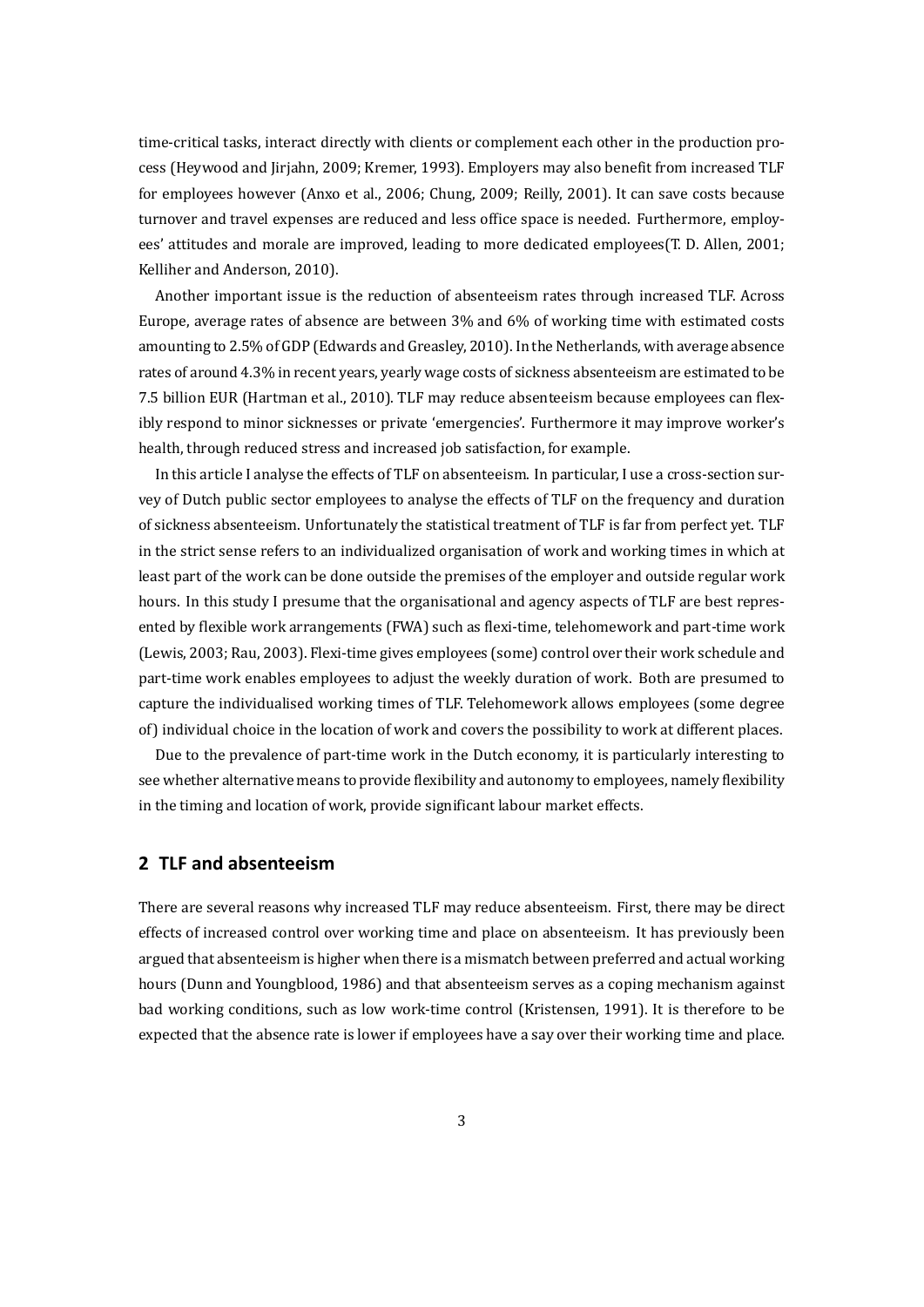time-critical tasks, interact directly with clients or complement each other in the production process (Heywood and Jirjahn, 2009; Kremer, 1993). Employers may also benefit from increased TLF for employees however (Anxo et al., 2006; Chung, 2009; Reilly, 2001). It can save costs because turnover and travel expenses are reduced and less office space is needed. Furthermore, employees' attitudes and morale are improved, leading to more dedicated employees(T. D. Allen, 2001; Kelliher and Anderson, 2010).

Another important issue is the reduction of absenteeism rates through increased TLF. Across Europe, average rates of absence are between 3% and 6% of working time with estimated costs amounting to 2.5% of GDP (Edwards and Greasley, 2010). In the Netherlands, with average absence rates of around 4.3% in recent years, yearly wage costs of sickness absenteeism are estimated to be 7.5 billion EUR (Hartman et al., 2010). TLF may reduce absenteeism because employees can flexibly respond to minor sicknesses or private 'emergencies'. Furthermore it may improve worker's health, through reduced stress and increased job satisfaction, for example.

In this article I analyse the effects of TLF on absenteeism. In particular, I use a cross-section survey of Dutch public sector employees to analyse the effects of TLF on the frequency and duration of sickness absenteeism. Unfortunately the statistical treatment of TLF is far from perfect yet. TLF in the strict sense refers to an individualized organisation of work and working times in which at least part of the work can be done outside the premises of the employer and outside regular work hours. In this study I presume that the organisational and agency aspects of TLF are best represented by flexible work arrangements (FWA) such as flexi-time, telehomework and part-time work (Lewis, 2003; Rau, 2003). Flexi-time gives employees (some) control over their work schedule and part-time work enables employees to adjust the weekly duration of work. Both are presumed to capture the individualised working times of TLF. Telehomework allows employees (some degree of) individual choice in the location of work and covers the possibility to work at different places.

Due to the prevalence of part-time work in the Dutch economy, it is particularly interesting to see whether alternative means to provide flexibility and autonomy to employees, namely flexibility in the timing and location of work, provide significant labour market effects.

## 2 TLF and absenteeism

There are several reasons why increased TLF may reduce absenteeism. First, there may be direct effects of increased control over working time and place on absenteeism. It has previously been argued that absenteeism is higher when there is a mismatch between preferred and actual working hours (Dunn and Youngblood, 1986) and that absenteeism serves as a coping mechanism against bad working conditions, such as low work-time control (Kristensen, 1991). It is therefore to be expected that the absence rate is lower if employees have a say over their working time and place.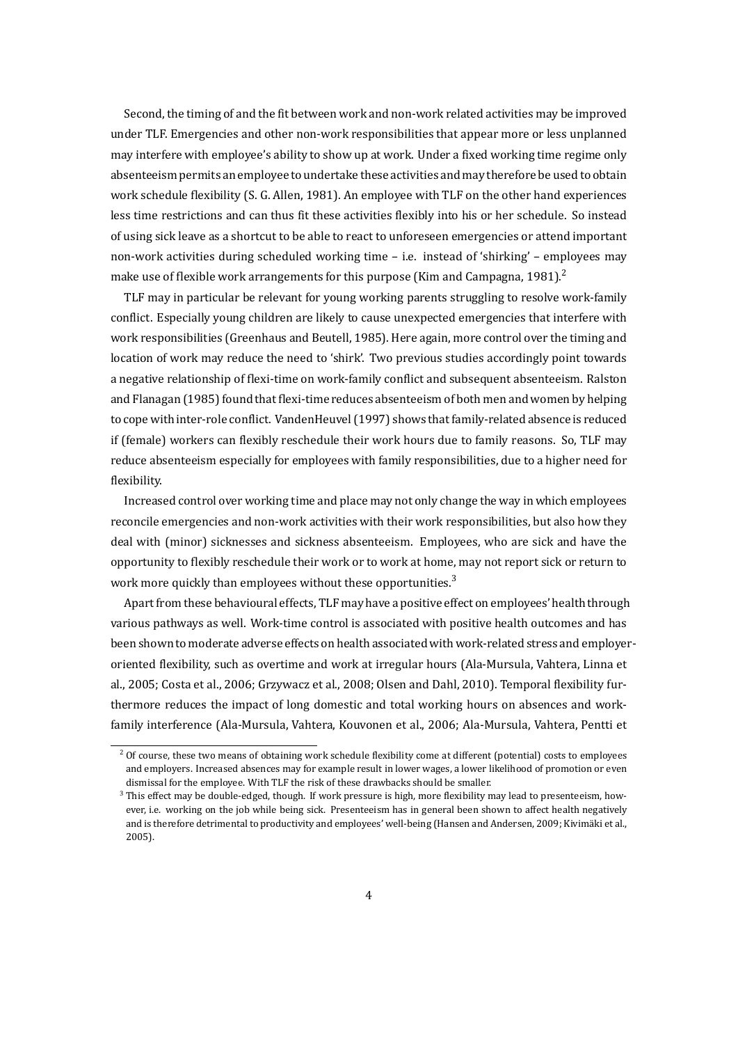Second, the timing of and the fit between work and non-work related activities may be improved under TLF. Emergencies and other non-work responsibilities that appear more or less unplanned may interfere with employee's ability to show up at work. Under a fixed working time regime only absenteeism permits an employee to undertake these activities and may therefore be used to obtain work schedule flexibility (S. G. Allen, 1981). An employee with TLF on the other hand experiences less time restrictions and can thus fit these activities flexibly into his or her schedule. So instead of using sick leave as a shortcut to be able to react to unforeseen emergencies or attend important non-work activities during scheduled working time – i.e. instead of 'shirking' – employees may make use of flexible work arrangements for this purpose (Kim and Campagna, 1981).[2]

TLF may in particular be relevant for young working parents struggling to resolve work-family conflict. Especially young children are likely to cause unexpected emergencies that interfere with work responsibilities (Greenhaus and Beutell, 1985). Here again, more control over the timing and location of work may reduce the need to 'shirk'. Two previous studies accordingly point towards a negative relationship of flexi-time on work-family conflict and subsequent absenteeism. Ralston and Flanagan (1985) found that flexi-time reduces absenteeism of both men and women by helping to cope with inter-role conflict. VandenHeuvel (1997) shows that family-related absence is reduced if (female) workers can flexibly reschedule their work hours due to family reasons. So, TLF may reduce absenteeism especially for employees with family responsibilities, due to a higher need for flexibility.

Increased control over working time and place may not only change the way in which employees reconcile emergencies and non-work activities with their work responsibilities, but also how they deal with (minor) sicknesses and sickness absenteeism. Employees, who are sick and have the opportunity to flexibly reschedule their work or to work at home, may not report sick or return to work more quickly than employees without these opportunities.[3]

Apart from these behavioural effects, TLF may have a positive effect on employees' health through various pathways as well. Work-time control is associated with positive health outcomes and has been shown to moderate adverse effects on health associated with work-related stress and employer-oriented flexibility, such as overtime and work at irregular hours (Ala-Mursula, Vahtera, Linna et al., 2005; Costa et al., 2006; Grzywacz et al., 2008; Olsen and Dahl, 2010). Temporal flexibility furthermore reduces the impact of long domestic and total working hours on absences and work-family interference (Ala-Mursula, Vahtera, Kouvonen et al., 2006; Ala-Mursula, Vahtera, Pentti et

---

[2] Of course, these two means of obtaining work schedule flexibility come at different (potential) costs to employees and employers. Increased absences may for example result in lower wages, a lower likelihood of promotion or even dismissal for the employee. With TLF the risk of these drawbacks should be smaller.

[3] This effect may be double-edged, though. If work pressure is high, more flexibility may lead to presenteeism, however, i.e. working on the job while being sick. Presenteeism has in general been shown to affect health negatively and is therefore detrimental to productivity and employees' well-being (Hansen and Andersen, 2009; Kivimäki et al., 2005).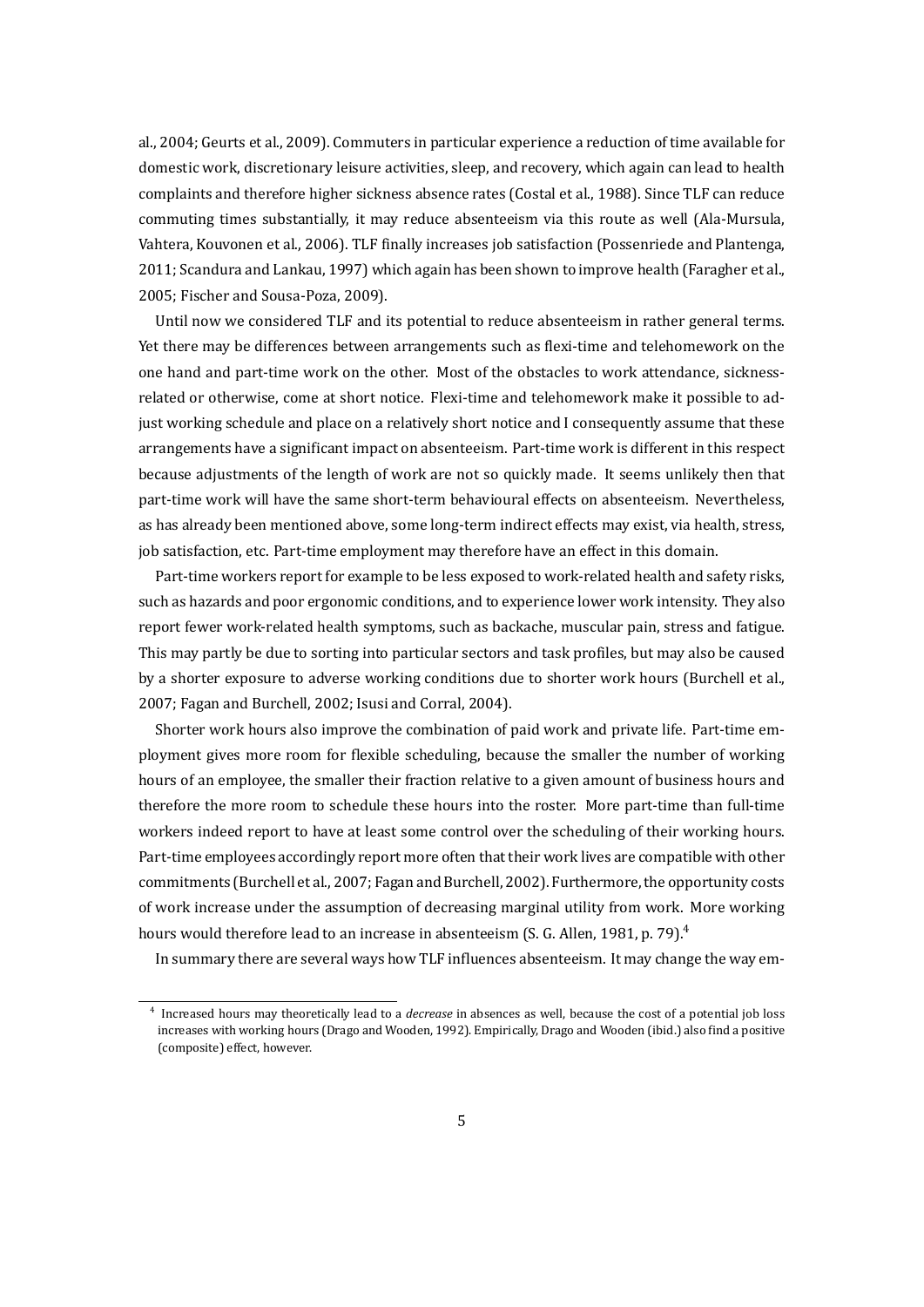al., 2004; Geurts et al., 2009). Commuters in particular experience a reduction of time available for domestic work, discretionary leisure activities, sleep, and recovery, which again can lead to health complaints and therefore higher sickness absence rates (Costal et al., 1988). Since TLF can reduce commuting times substantially, it may reduce absenteeism via this route as well (Ala-Mursula, Vahtera, Kouvonen et al., 2006). TLF finally increases job satisfaction (Possenriede and Plantenga, 2011; Scandura and Lankau, 1997) which again has been shown to improve health (Faragher et al., 2005; Fischer and Sousa-Poza, 2009).

Until now we considered TLF and its potential to reduce absenteeism in rather general terms. Yet there may be differences between arrangements such as flexi-time and telehomework on the one hand and part-time work on the other. Most of the obstacles to work attendance, sickness-related or otherwise, come at short notice. Flexi-time and telehomework make it possible to adjust working schedule and place on a relatively short notice and I consequently assume that these arrangements have a significant impact on absenteeism. Part-time work is different in this respect because adjustments of the length of work are not so quickly made. It seems unlikely then that part-time work will have the same short-term behavioural effects on absenteeism. Nevertheless, as has already been mentioned above, some long-term indirect effects may exist, via health, stress, job satisfaction, etc. Part-time employment may therefore have an effect in this domain.

Part-time workers report for example to be less exposed to work-related health and safety risks, such as hazards and poor ergonomic conditions, and to experience lower work intensity. They also report fewer work-related health symptoms, such as backache, muscular pain, stress and fatigue. This may partly be due to sorting into particular sectors and task profiles, but may also be caused by a shorter exposure to adverse working conditions due to shorter work hours (Burchell et al., 2007; Fagan and Burchell, 2002; Isusi and Corral, 2004).

Shorter work hours also improve the combination of paid work and private life. Part-time employment gives more room for flexible scheduling, because the smaller the number of working hours of an employee, the smaller their fraction relative to a given amount of business hours and therefore the more room to schedule these hours into the roster. More part-time than full-time workers indeed report to have at least some control over the scheduling of their working hours. Part-time employees accordingly report more often that their work lives are compatible with other commitments (Burchell et al., 2007; Fagan and Burchell, 2002). Furthermore, the opportunity costs of work increase under the assumption of decreasing marginal utility from work. More working hours would therefore lead to an increase in absenteeism (S. G. Allen, 1981, p. 79).[4]

In summary there are several ways how TLF influences absenteeism. It may change the way em-

[4] Increased hours may theoretically lead to a *decrease* in absences as well, because the cost of a potential job loss increases with working hours (Drago and Wooden, 1992). Empirically, Drago and Wooden (ibid.) also find a positive (composite) effect, however.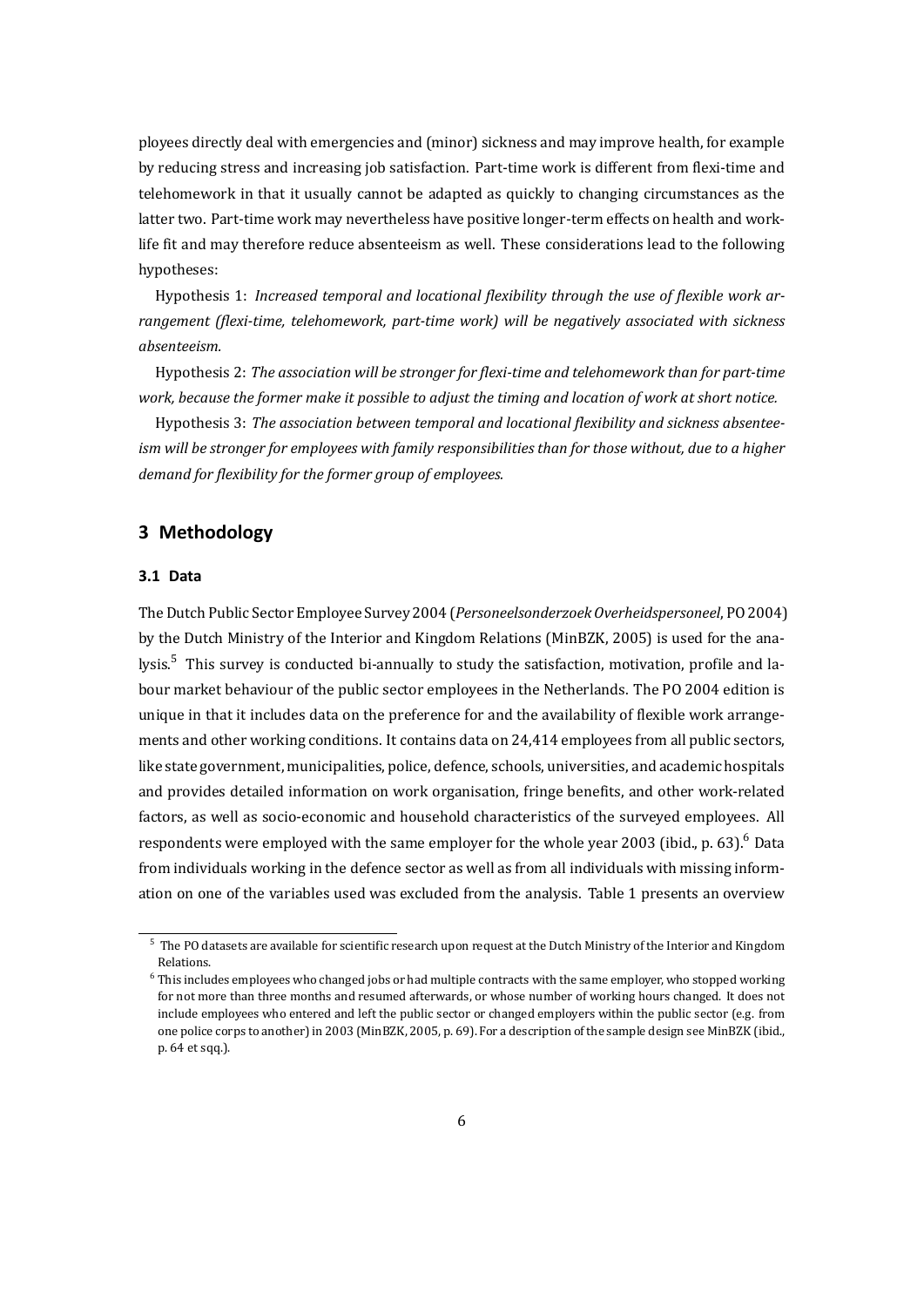ployees directly deal with emergencies and (minor) sickness and may improve health, for example by reducing stress and increasing job satisfaction. Part-time work is different from flexi-time and telehomework in that it usually cannot be adapted as quickly to changing circumstances as the latter two. Part-time work may nevertheless have positive longer-term effects on health and work-life fit and may therefore reduce absenteeism as well. These considerations lead to the following hypotheses:

Hypothesis 1: *Increased temporal and locational flexibility through the use of flexible work arrangement (flexi-time, telehomework, part-time work) will be negatively associated with sickness absenteeism.*

Hypothesis 2: *The association will be stronger for flexi-time and telehomework than for part-time work, because the former make it possible to adjust the timing and location of work at short notice.*

Hypothesis 3: *The association between temporal and locational flexibility and sickness absenteeism will be stronger for employees with family responsibilities than for those without, due to a higher demand for flexibility for the former group of employees.*

## 3 Methodology

### 3.1 Data

The Dutch Public Sector Employee Survey 2004 (*Personeelsonderzoek Overheidspersoneel*, PO 2004) by the Dutch Ministry of the Interior and Kingdom Relations (MinBZK, 2005) is used for the analysis.[5] This survey is conducted bi-annually to study the satisfaction, motivation, profile and labour market behaviour of the public sector employees in the Netherlands. The PO 2004 edition is unique in that it includes data on the preference for and the availability of flexible work arrangements and other working conditions. It contains data on 24,414 employees from all public sectors, like state government, municipalities, police, defence, schools, universities, and academic hospitals and provides detailed information on work organisation, fringe benefits, and other work-related factors, as well as socio-economic and household characteristics of the surveyed employees. All respondents were employed with the same employer for the whole year 2003 (ibid., p. 63).[6] Data from individuals working in the defence sector as well as from all individuals with missing information on one of the variables used was excluded from the analysis. Table 1 presents an overview

[5] The PO datasets are available for scientific research upon request at the Dutch Ministry of the Interior and Kingdom Relations.

[6] This includes employees who changed jobs or had multiple contracts with the same employer, who stopped working for not more than three months and resumed afterwards, or whose number of working hours changed. It does not include employees who entered and left the public sector or changed employers within the public sector (e.g. from one police corps to another) in 2003 (MinBZK, 2005, p. 69). For a description of the sample design see MinBZK (ibid., p. 64 et sqq.).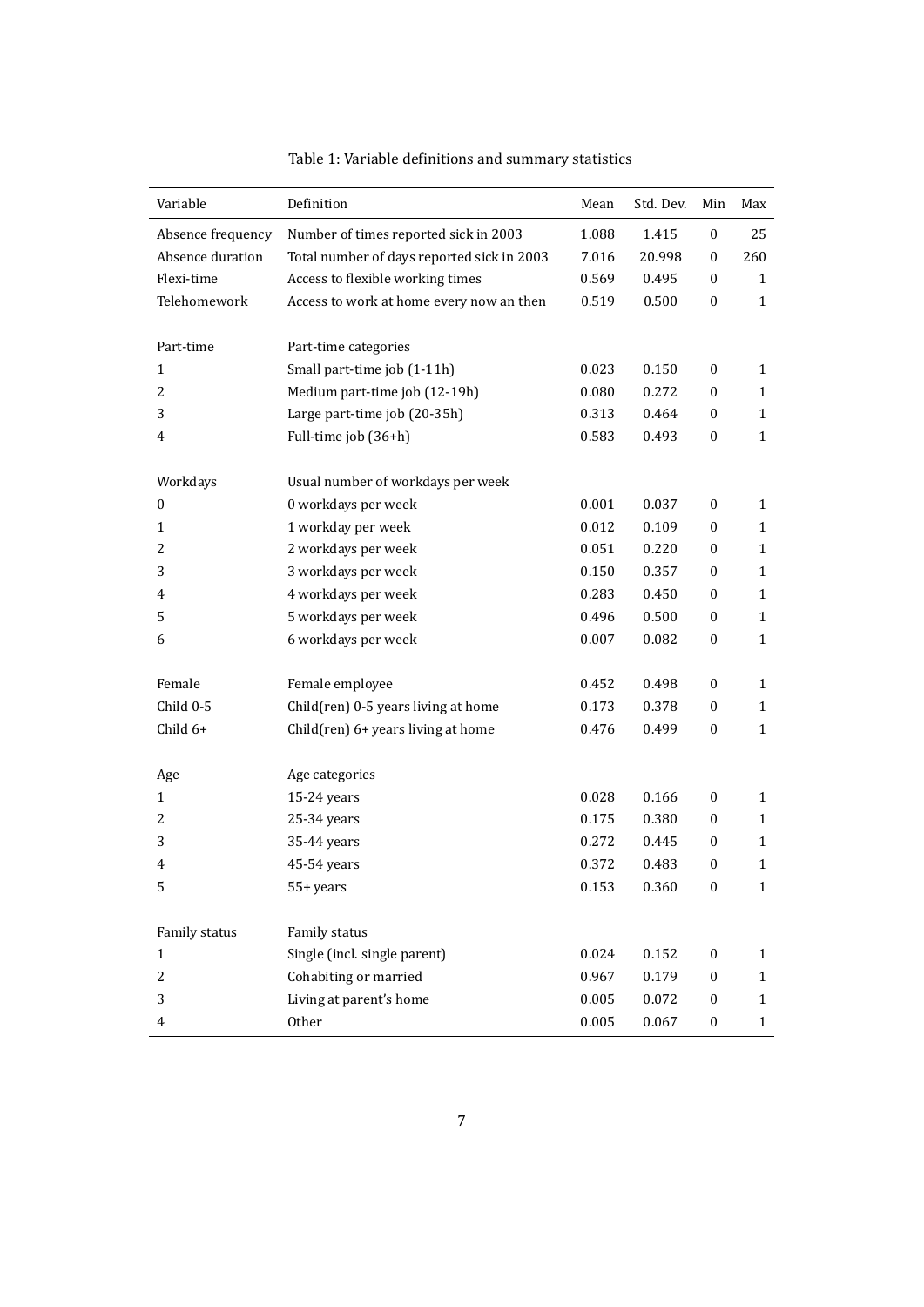Table 1: Variable definitions and summary statistics

| Variable | Definition | Mean | Std. Dev. | Min | Max |
|---|---|---|---|---|---|
| Absence frequency | Number of times reported sick in 2003 | 1.088 | 1.415 | 0 | 25 |
| Absence duration | Total number of days reported sick in 2003 | 7.016 | 20.998 | 0 | 260 |
| Flexi-time | Access to flexible working times | 0.569 | 0.495 | 0 | 1 |
| Telehomework | Access to work at home every now an then | 0.519 | 0.500 | 0 | 1 |
| | | | | | |
| Part-time | Part-time categories | | | | |
| 1 | Small part-time job (1-11h) | 0.023 | 0.150 | 0 | 1 |
| 2 | Medium part-time job (12-19h) | 0.080 | 0.272 | 0 | 1 |
| 3 | Large part-time job (20-35h) | 0.313 | 0.464 | 0 | 1 |
| 4 | Full-time job (36+h) | 0.583 | 0.493 | 0 | 1 |
| | | | | | |
| Workdays | Usual number of workdays per week | | | | |
| 0 | 0 workdays per week | 0.001 | 0.037 | 0 | 1 |
| 1 | 1 workday per week | 0.012 | 0.109 | 0 | 1 |
| 2 | 2 workdays per week | 0.051 | 0.220 | 0 | 1 |
| 3 | 3 workdays per week | 0.150 | 0.357 | 0 | 1 |
| 4 | 4 workdays per week | 0.283 | 0.450 | 0 | 1 |
| 5 | 5 workdays per week | 0.496 | 0.500 | 0 | 1 |
| 6 | 6 workdays per week | 0.007 | 0.082 | 0 | 1 |
| | | | | | |
| Female | Female employee | 0.452 | 0.498 | 0 | 1 |
| Child 0-5 | Child(ren) 0-5 years living at home | 0.173 | 0.378 | 0 | 1 |
| Child 6+ | Child(ren) 6+ years living at home | 0.476 | 0.499 | 0 | 1 |
| | | | | | |
| Age | Age categories | | | | |
| 1 | 15-24 years | 0.028 | 0.166 | 0 | 1 |
| 2 | 25-34 years | 0.175 | 0.380 | 0 | 1 |
| 3 | 35-44 years | 0.272 | 0.445 | 0 | 1 |
| 4 | 45-54 years | 0.372 | 0.483 | 0 | 1 |
| 5 | 55+ years | 0.153 | 0.360 | 0 | 1 |
| | | | | | |
| Family status | Family status | | | | |
| 1 | Single (incl. single parent) | 0.024 | 0.152 | 0 | 1 |
| 2 | Cohabiting or married | 0.967 | 0.179 | 0 | 1 |
| 3 | Living at parent's home | 0.005 | 0.072 | 0 | 1 |
| 4 | Other | 0.005 | 0.067 | 0 | 1 |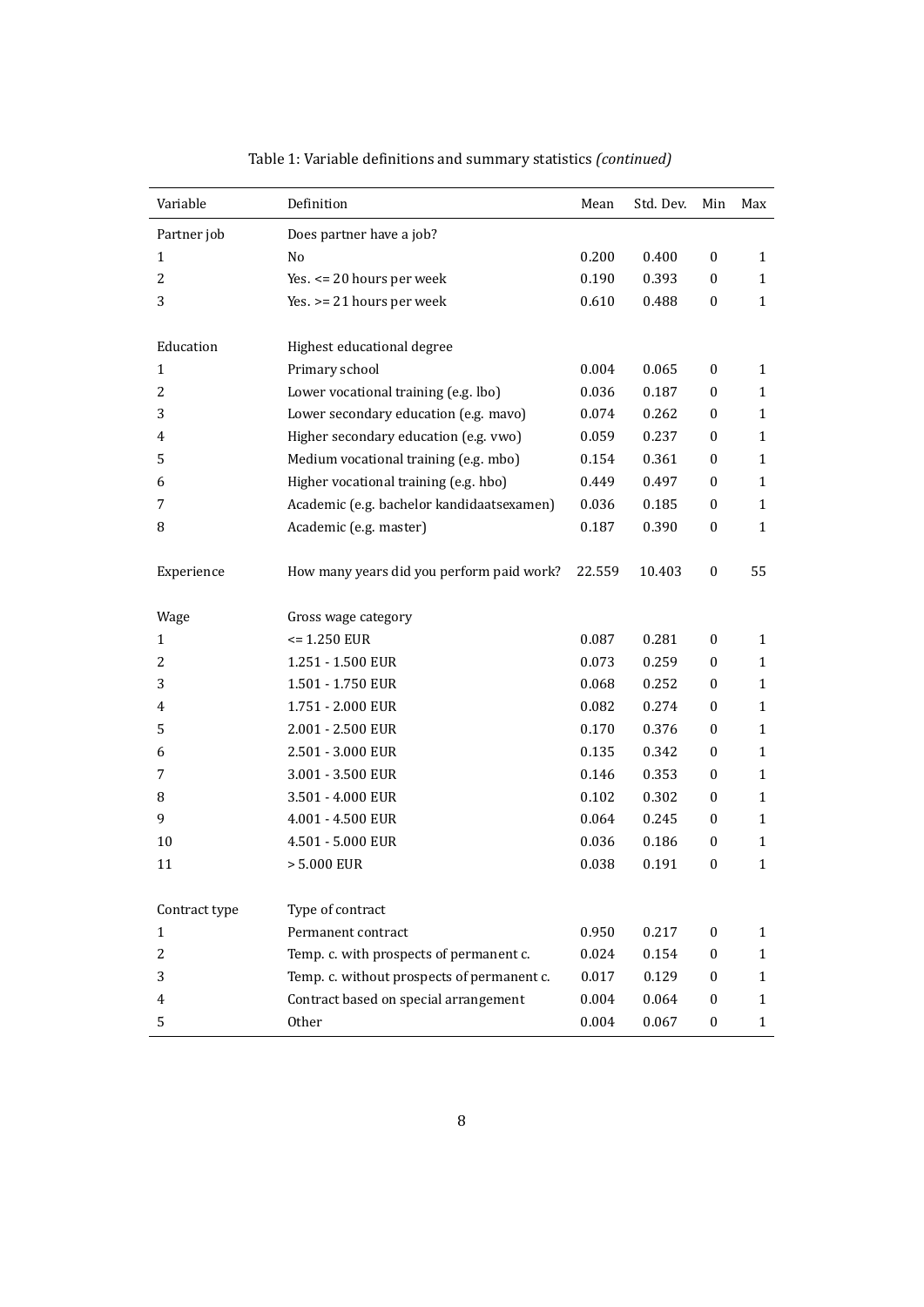Table 1: Variable definitions and summary statistics *(continued)*

| Variable | Definition | Mean | Std. Dev. | Min | Max |
|---|---|---|---|---|---|
| Partner job | Does partner have a job? | | | | |
| 1 | No | 0.200 | 0.400 | 0 | 1 |
| 2 | Yes. <= 20 hours per week | 0.190 | 0.393 | 0 | 1 |
| 3 | Yes. >= 21 hours per week | 0.610 | 0.488 | 0 | 1 |
| | | | | | |
| Education | Highest educational degree | | | | |
| 1 | Primary school | 0.004 | 0.065 | 0 | 1 |
| 2 | Lower vocational training (e.g. lbo) | 0.036 | 0.187 | 0 | 1 |
| 3 | Lower secondary education (e.g. mavo) | 0.074 | 0.262 | 0 | 1 |
| 4 | Higher secondary education (e.g. vwo) | 0.059 | 0.237 | 0 | 1 |
| 5 | Medium vocational training (e.g. mbo) | 0.154 | 0.361 | 0 | 1 |
| 6 | Higher vocational training (e.g. hbo) | 0.449 | 0.497 | 0 | 1 |
| 7 | Academic (e.g. bachelor kandidaatsexamen) | 0.036 | 0.185 | 0 | 1 |
| 8 | Academic (e.g. master) | 0.187 | 0.390 | 0 | 1 |
| | | | | | |
| Experience | How many years did you perform paid work? | 22.559 | 10.403 | 0 | 55 |
| | | | | | |
| Wage | Gross wage category | | | | |
| 1 | <= 1.250 EUR | 0.087 | 0.281 | 0 | 1 |
| 2 | 1.251 - 1.500 EUR | 0.073 | 0.259 | 0 | 1 |
| 3 | 1.501 - 1.750 EUR | 0.068 | 0.252 | 0 | 1 |
| 4 | 1.751 - 2.000 EUR | 0.082 | 0.274 | 0 | 1 |
| 5 | 2.001 - 2.500 EUR | 0.170 | 0.376 | 0 | 1 |
| 6 | 2.501 - 3.000 EUR | 0.135 | 0.342 | 0 | 1 |
| 7 | 3.001 - 3.500 EUR | 0.146 | 0.353 | 0 | 1 |
| 8 | 3.501 - 4.000 EUR | 0.102 | 0.302 | 0 | 1 |
| 9 | 4.001 - 4.500 EUR | 0.064 | 0.245 | 0 | 1 |
| 10 | 4.501 - 5.000 EUR | 0.036 | 0.186 | 0 | 1 |
| 11 | > 5.000 EUR | 0.038 | 0.191 | 0 | 1 |
| | | | | | |
| Contract type | Type of contract | | | | |
| 1 | Permanent contract | 0.950 | 0.217 | 0 | 1 |
| 2 | Temp. c. with prospects of permanent c. | 0.024 | 0.154 | 0 | 1 |
| 3 | Temp. c. without prospects of permanent c. | 0.017 | 0.129 | 0 | 1 |
| 4 | Contract based on special arrangement | 0.004 | 0.064 | 0 | 1 |
| 5 | Other | 0.004 | 0.067 | 0 | 1 |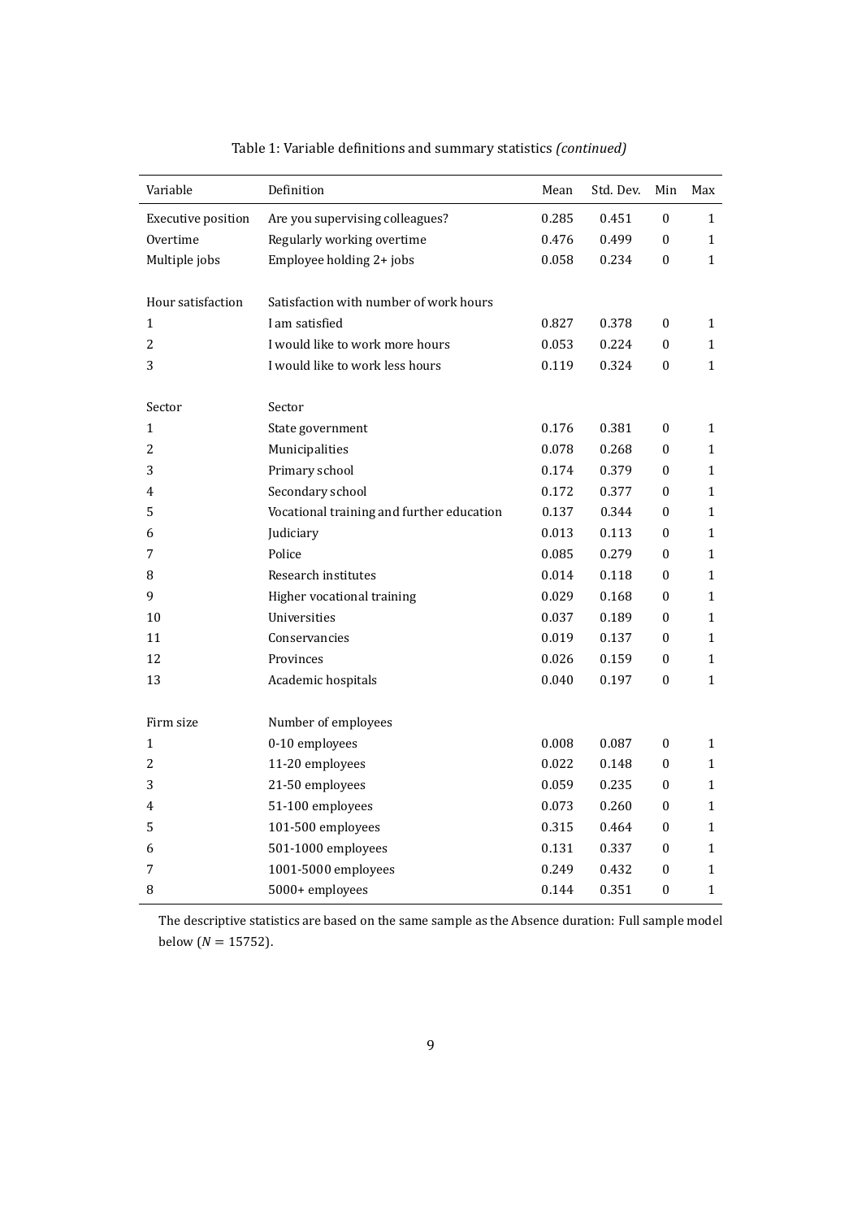Table 1: Variable definitions and summary statistics *(continued)*

| Variable | Definition | Mean | Std. Dev. | Min | Max |
|---|---|---|---|---|---|
| Executive position | Are you supervising colleagues? | 0.285 | 0.451 | 0 | 1 |
| Overtime | Regularly working overtime | 0.476 | 0.499 | 0 | 1 |
| Multiple jobs | Employee holding 2+ jobs | 0.058 | 0.234 | 0 | 1 |
| | | | | | |
| Hour satisfaction | Satisfaction with number of work hours | | | | |
| 1 | I am satisfied | 0.827 | 0.378 | 0 | 1 |
| 2 | I would like to work more hours | 0.053 | 0.224 | 0 | 1 |
| 3 | I would like to work less hours | 0.119 | 0.324 | 0 | 1 |
| | | | | | |
| Sector | Sector | | | | |
| 1 | State government | 0.176 | 0.381 | 0 | 1 |
| 2 | Municipalities | 0.078 | 0.268 | 0 | 1 |
| 3 | Primary school | 0.174 | 0.379 | 0 | 1 |
| 4 | Secondary school | 0.172 | 0.377 | 0 | 1 |
| 5 | Vocational training and further education | 0.137 | 0.344 | 0 | 1 |
| 6 | Judiciary | 0.013 | 0.113 | 0 | 1 |
| 7 | Police | 0.085 | 0.279 | 0 | 1 |
| 8 | Research institutes | 0.014 | 0.118 | 0 | 1 |
| 9 | Higher vocational training | 0.029 | 0.168 | 0 | 1 |
| 10 | Universities | 0.037 | 0.189 | 0 | 1 |
| 11 | Conservancies | 0.019 | 0.137 | 0 | 1 |
| 12 | Provinces | 0.026 | 0.159 | 0 | 1 |
| 13 | Academic hospitals | 0.040 | 0.197 | 0 | 1 |
| | | | | | |
| Firm size | Number of employees | | | | |
| 1 | 0-10 employees | 0.008 | 0.087 | 0 | 1 |
| 2 | 11-20 employees | 0.022 | 0.148 | 0 | 1 |
| 3 | 21-50 employees | 0.059 | 0.235 | 0 | 1 |
| 4 | 51-100 employees | 0.073 | 0.260 | 0 | 1 |
| 5 | 101-500 employees | 0.315 | 0.464 | 0 | 1 |
| 6 | 501-1000 employees | 0.131 | 0.337 | 0 | 1 |
| 7 | 1001-5000 employees | 0.249 | 0.432 | 0 | 1 |
| 8 | 5000+ employees | 0.144 | 0.351 | 0 | 1 |

The descriptive statistics are based on the same sample as the Absence duration: Full sample model below ($N = 15752$).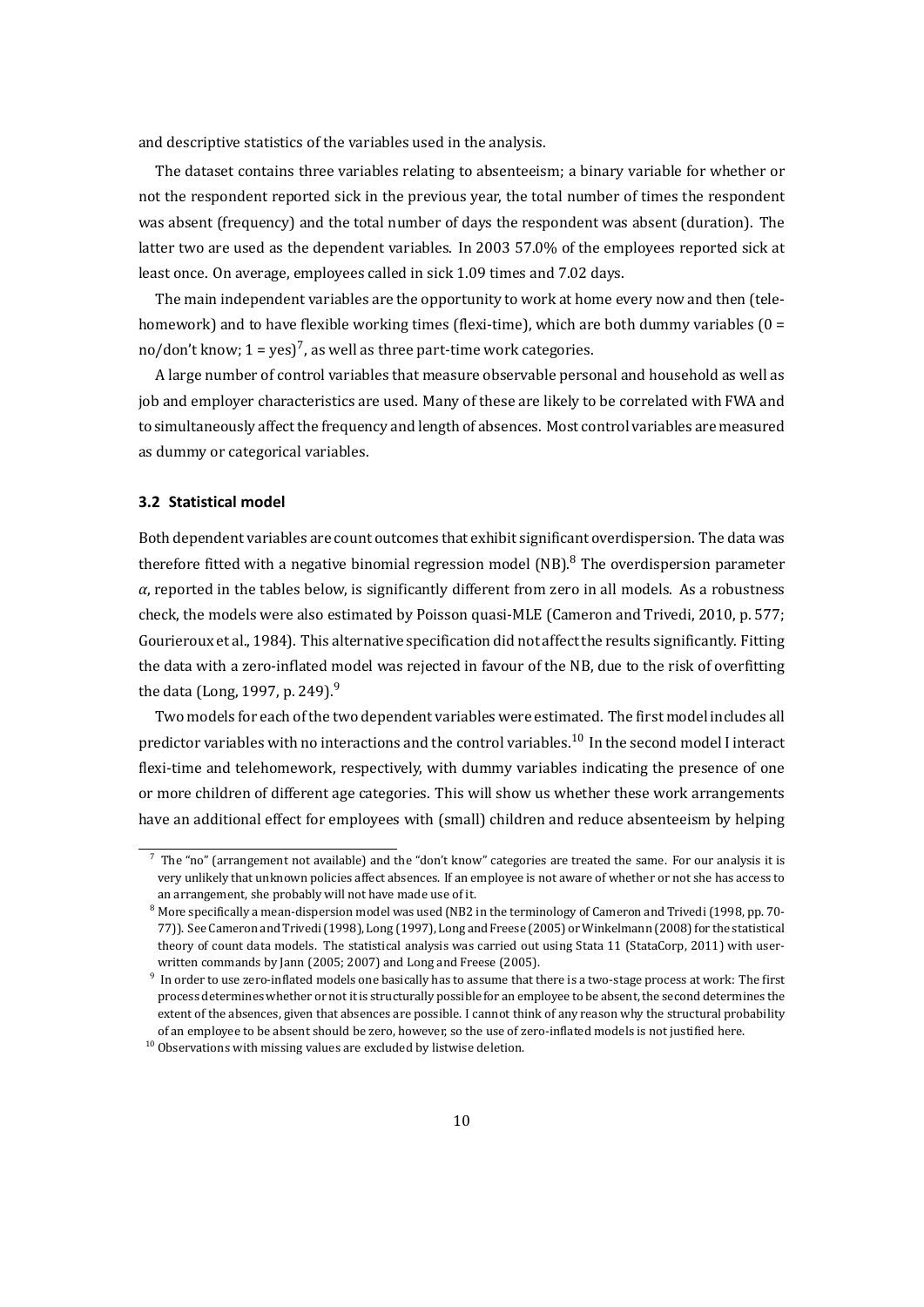and descriptive statistics of the variables used in the analysis.

The dataset contains three variables relating to absenteeism; a binary variable for whether or not the respondent reported sick in the previous year, the total number of times the respondent was absent (frequency) and the total number of days the respondent was absent (duration). The latter two are used as the dependent variables. In 2003 57.0% of the employees reported sick at least once. On average, employees called in sick 1.09 times and 7.02 days.

The main independent variables are the opportunity to work at home every now and then (telehomework) and to have flexible working times (flexi-time), which are both dummy variables (0 = no/don't know; 1 = yes)[7], as well as three part-time work categories.

A large number of control variables that measure observable personal and household as well as job and employer characteristics are used. Many of these are likely to be correlated with FWA and to simultaneously affect the frequency and length of absences. Most control variables are measured as dummy or categorical variables.

### 3.2 Statistical model

Both dependent variables are count outcomes that exhibit significant overdispersion. The data was therefore fitted with a negative binomial regression model (NB).[8] The overdispersion parameter $\alpha$, reported in the tables below, is significantly different from zero in all models. As a robustness check, the models were also estimated by Poisson quasi-MLE (Cameron and Trivedi, 2010, p. 577; Gourieroux et al., 1984). This alternative specification did not affect the results significantly. Fitting the data with a zero-inflated model was rejected in favour of the NB, due to the risk of overfitting the data (Long, 1997, p. 249).[9]

Two models for each of the two dependent variables were estimated. The first model includes all predictor variables with no interactions and the control variables.[10] In the second model I interact flexi-time and telehomework, respectively, with dummy variables indicating the presence of one or more children of different age categories. This will show us whether these work arrangements have an additional effect for employees with (small) children and reduce absenteeism by helping

---

[7] The "no" (arrangement not available) and the "don't know" categories are treated the same. For our analysis it is very unlikely that unknown policies affect absences. If an employee is not aware of whether or not she has access to an arrangement, she probably will not have made use of it.

[8] More specifically a mean-dispersion model was used (NB2 in the terminology of Cameron and Trivedi (1998, pp. 70-77)). See Cameron and Trivedi (1998), Long (1997), Long and Freese (2005) or Winkelmann (2008) for the statistical theory of count data models. The statistical analysis was carried out using Stata 11 (StataCorp, 2011) with user-written commands by Jann (2005; 2007) and Long and Freese (2005).

[9] In order to use zero-inflated models one basically has to assume that there is a two-stage process at work: The first process determines whether or not it is structurally possible for an employee to be absent, the second determines the extent of the absences, given that absences are possible. I cannot think of any reason why the structural probability of an employee to be absent should be zero, however, so the use of zero-inflated models is not justified here.

[10] Observations with missing values are excluded by listwise deletion.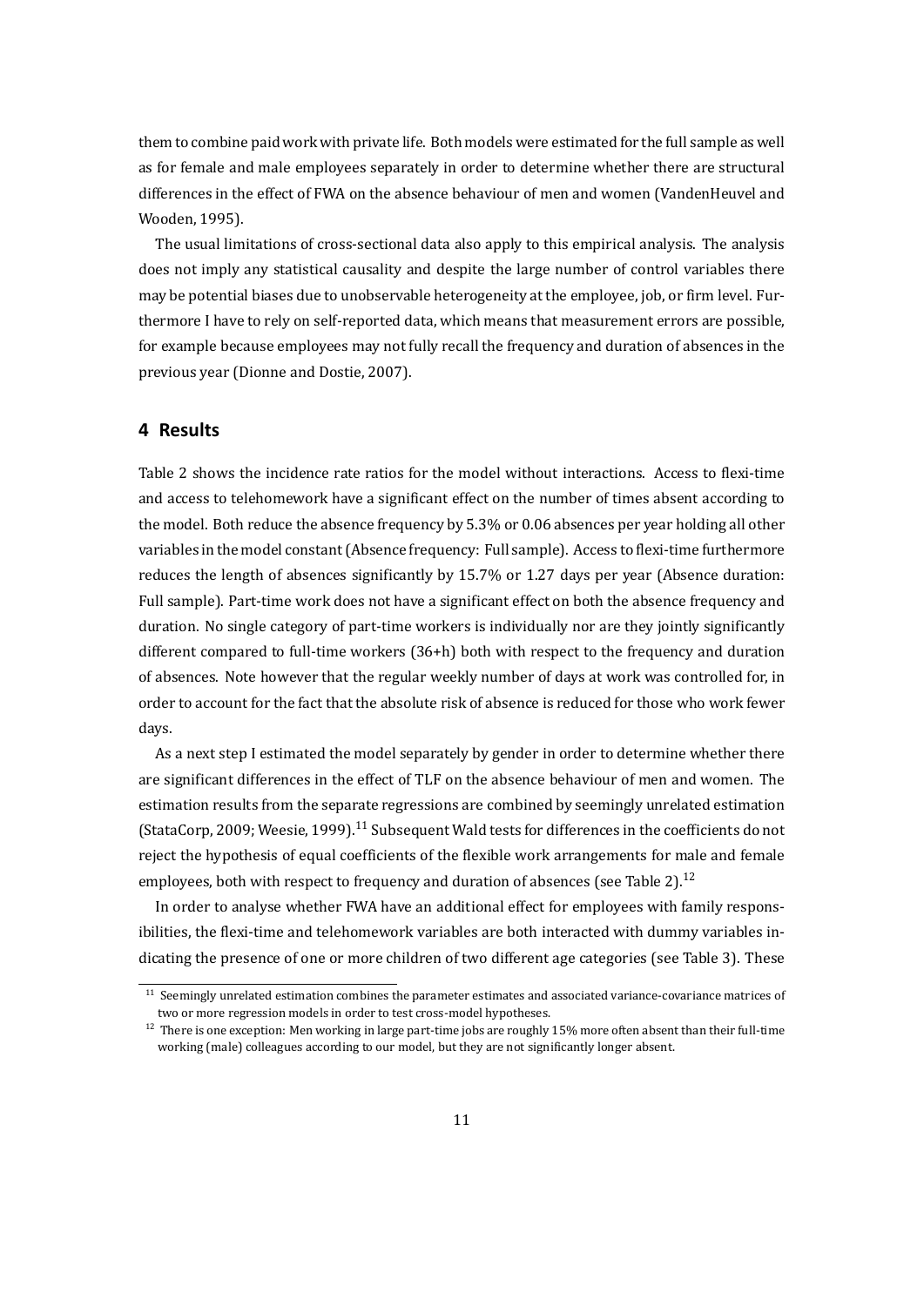them to combine paid work with private life. Both models were estimated for the full sample as well as for female and male employees separately in order to determine whether there are structural differences in the effect of FWA on the absence behaviour of men and women (VandenHeuvel and Wooden, 1995).

The usual limitations of cross-sectional data also apply to this empirical analysis. The analysis does not imply any statistical causality and despite the large number of control variables there may be potential biases due to unobservable heterogeneity at the employee, job, or firm level. Furthermore I have to rely on self-reported data, which means that measurement errors are possible, for example because employees may not fully recall the frequency and duration of absences in the previous year (Dionne and Dostie, 2007).

## 4 Results

Table 2 shows the incidence rate ratios for the model without interactions. Access to flexi-time and access to telehomework have a significant effect on the number of times absent according to the model. Both reduce the absence frequency by 5.3% or 0.06 absences per year holding all other variables in the model constant (Absence frequency: Full sample). Access to flexi-time furthermore reduces the length of absences significantly by 15.7% or 1.27 days per year (Absence duration: Full sample). Part-time work does not have a significant effect on both the absence frequency and duration. No single category of part-time workers is individually nor are they jointly significantly different compared to full-time workers (36+h) both with respect to the frequency and duration of absences. Note however that the regular weekly number of days at work was controlled for, in order to account for the fact that the absolute risk of absence is reduced for those who work fewer days.

As a next step I estimated the model separately by gender in order to determine whether there are significant differences in the effect of TLF on the absence behaviour of men and women. The estimation results from the separate regressions are combined by seemingly unrelated estimation (StataCorp, 2009; Weesie, 1999).[11] Subsequent Wald tests for differences in the coefficients do not reject the hypothesis of equal coefficients of the flexible work arrangements for male and female employees, both with respect to frequency and duration of absences (see Table 2).[12]

In order to analyse whether FWA have an additional effect for employees with family responsibilities, the flexi-time and telehomework variables are both interacted with dummy variables indicating the presence of one or more children of two different age categories (see Table 3). These

[11] Seemingly unrelated estimation combines the parameter estimates and associated variance-covariance matrices of two or more regression models in order to test cross-model hypotheses.

[12] There is one exception: Men working in large part-time jobs are roughly 15% more often absent than their full-time working (male) colleagues according to our model, but they are not significantly longer absent.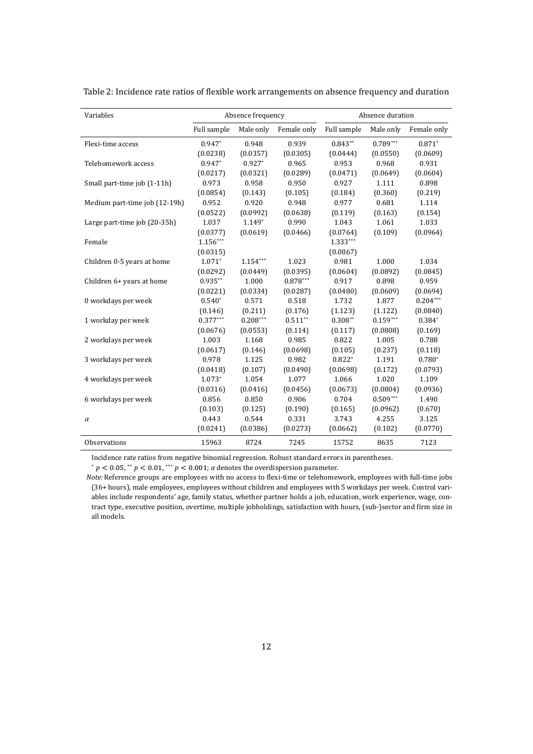Table 2: Incidence rate ratios of flexible work arrangements on absence frequency and duration

| Variables | Absence frequency | | | Absence duration | | |
|---|---|---|---|---|---|---|
| | Full sample | Male only | Female only | Full sample | Male only | Female only |
| Flexi-time access | 0.947* | 0.948 | 0.939 | 0.843** | 0.789*** | 0.871* |
| | (0.0238) | (0.0357) | (0.0305) | (0.0444) | (0.0550) | (0.0609) |
| Telehomework access | 0.947* | 0.927* | 0.965 | 0.953 | 0.968 | 0.931 |
| | (0.0217) | (0.0321) | (0.0289) | (0.0471) | (0.0649) | (0.0604) |
| Small part-time job (1-11h) | 0.973 | 0.958 | 0.950 | 0.927 | 1.111 | 0.898 |
| | (0.0854) | (0.143) | (0.105) | (0.184) | (0.360) | (0.219) |
| Medium part-time job (12-19h) | 0.952 | 0.920 | 0.948 | 0.977 | 0.681 | 1.114 |
| | (0.0522) | (0.0992) | (0.0638) | (0.119) | (0.163) | (0.154) |
| Large part-time job (20-35h) | 1.037 | 1.149* | 0.990 | 1.043 | 1.061 | 1.033 |
| | (0.0377) | (0.0619) | (0.0466) | (0.0764) | (0.109) | (0.0964) |
| Female | 1.156*** | | | 1.333*** | | |
| | (0.0315) | | | (0.0867) | | |
| Children 0-5 years at home | 1.071* | 1.154*** | 1.023 | 0.981 | 1.000 | 1.034 |
| | (0.0292) | (0.0449) | (0.0395) | (0.0604) | (0.0892) | (0.0845) |
| Children 6+ years at home | 0.935** | 1.000 | 0.878*** | 0.917 | 0.898 | 0.959 |
| | (0.0221) | (0.0334) | (0.0287) | (0.0480) | (0.0609) | (0.0694) |
| 0 workdays per week | 0.540* | 0.571 | 0.518 | 1.732 | 1.877 | 0.204*** |
| | (0.146) | (0.211) | (0.176) | (1.123) | (1.122) | (0.0840) |
| 1 workday per week | 0.377*** | 0.208*** | 0.511** | 0.308** | 0.159*** | 0.384* |
| | (0.0676) | (0.0553) | (0.114) | (0.117) | (0.0808) | (0.169) |
| 2 workdays per week | 1.003 | 1.168 | 0.985 | 0.822 | 1.005 | 0.788 |
| | (0.0617) | (0.146) | (0.0698) | (0.105) | (0.237) | (0.118) |
| 3 workdays per week | 0.978 | 1.125 | 0.982 | 0.822* | 1.191 | 0.780* |
| | (0.0418) | (0.107) | (0.0490) | (0.0698) | (0.172) | (0.0793) |
| 4 workdays per week | 1.073* | 1.054 | 1.077 | 1.066 | 1.020 | 1.109 |
| | (0.0316) | (0.0416) | (0.0456) | (0.0673) | (0.0804) | (0.0936) |
| 6 workdays per week | 0.856 | 0.850 | 0.906 | 0.704 | 0.509*** | 1.490 |
| | (0.103) | (0.125) | (0.190) | (0.165) | (0.0962) | (0.670) |
| $\alpha$ | 0.443 | 0.544 | 0.331 | 3.743 | 4.255 | 3.125 |
| | (0.0241) | (0.0386) | (0.0273) | (0.0662) | (0.102) | (0.0770) |
| Observations | 15963 | 8724 | 7245 | 15752 | 8635 | 7123 |

Incidence rate ratios from negative binomial regression. Robust standard errors in parentheses.

* $p < 0.05$, ** $p < 0.01$, *** $p < 0.001$; $\alpha$ denotes the overdispersion parameter.

*Note:* Reference groups are employees with no access to flexi-time or telehomework, employees with full-time jobs (36+ hours), male employees, employees without children and employees with 5 workdays per week. Control variables include respondents' age, family status, whether partner holds a job, education, work experience, wage, contract type, executive position, overtime, multiple jobholdings, satisfaction with hours, (sub-)sector and firm size in all models.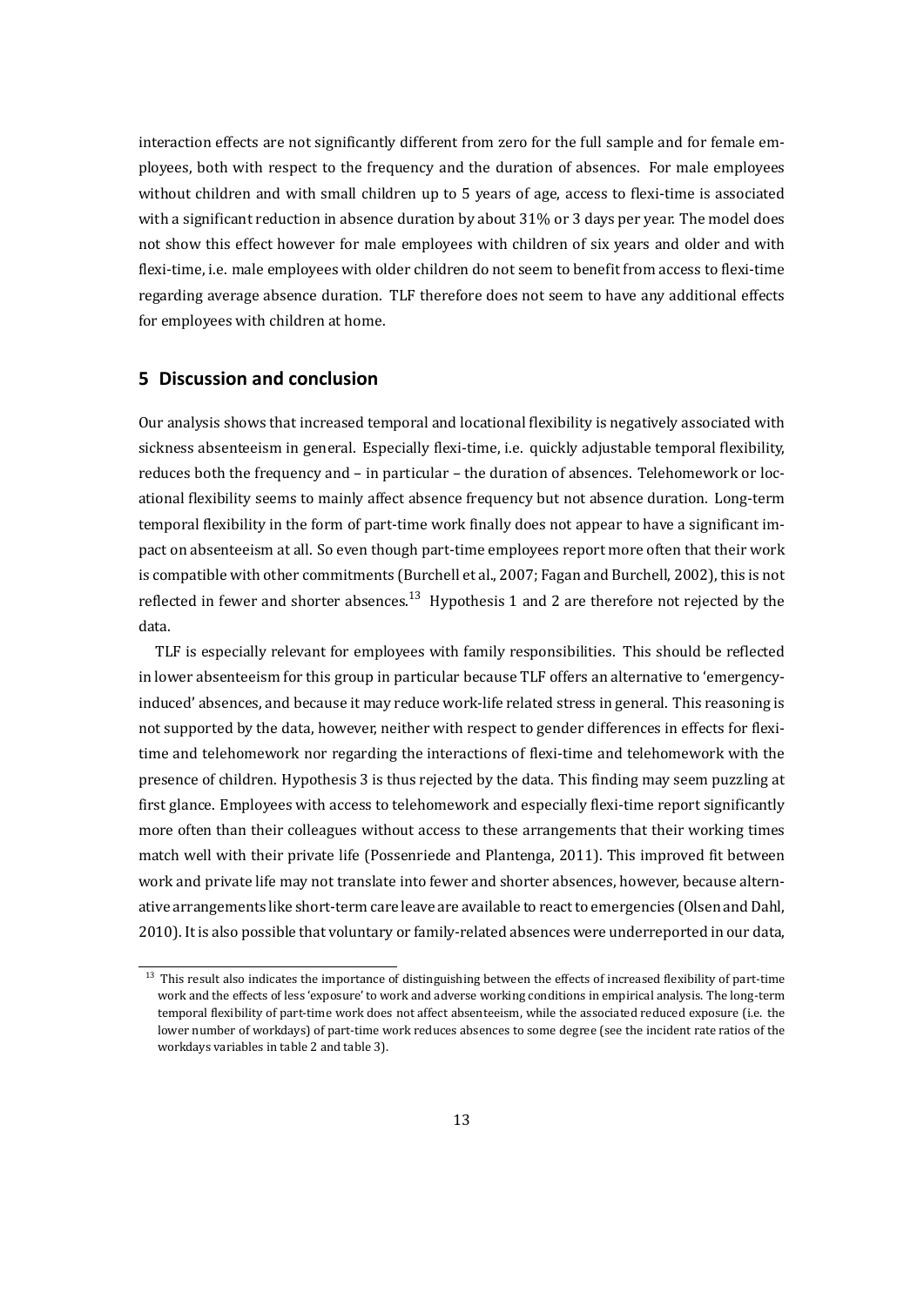interaction effects are not significantly different from zero for the full sample and for female employees, both with respect to the frequency and the duration of absences. For male employees without children and with small children up to 5 years of age, access to flexi-time is associated with a significant reduction in absence duration by about 31% or 3 days per year. The model does not show this effect however for male employees with children of six years and older and with flexi-time, i.e. male employees with older children do not seem to benefit from access to flexi-time regarding average absence duration. TLF therefore does not seem to have any additional effects for employees with children at home.

## 5 Discussion and conclusion

Our analysis shows that increased temporal and locational flexibility is negatively associated with sickness absenteeism in general. Especially flexi-time, i.e. quickly adjustable temporal flexibility, reduces both the frequency and – in particular – the duration of absences. Telehomework or locational flexibility seems to mainly affect absence frequency but not absence duration. Long-term temporal flexibility in the form of part-time work finally does not appear to have a significant impact on absenteeism at all. So even though part-time employees report more often that their work is compatible with other commitments (Burchell et al., 2007; Fagan and Burchell, 2002), this is not reflected in fewer and shorter absences.[13] Hypothesis 1 and 2 are therefore not rejected by the data.

TLF is especially relevant for employees with family responsibilities. This should be reflected in lower absenteeism for this group in particular because TLF offers an alternative to 'emergency-induced' absences, and because it may reduce work-life related stress in general. This reasoning is not supported by the data, however, neither with respect to gender differences in effects for flexi-time and telehomework nor regarding the interactions of flexi-time and telehomework with the presence of children. Hypothesis 3 is thus rejected by the data. This finding may seem puzzling at first glance. Employees with access to telehomework and especially flexi-time report significantly more often than their colleagues without access to these arrangements that their working times match well with their private life (Possenriede and Plantenga, 2011). This improved fit between work and private life may not translate into fewer and shorter absences, however, because alternative arrangements like short-term care leave are available to react to emergencies (Olsen and Dahl, 2010). It is also possible that voluntary or family-related absences were underreported in our data,

[13] This result also indicates the importance of distinguishing between the effects of increased flexibility of part-time work and the effects of less 'exposure' to work and adverse working conditions in empirical analysis. The long-term temporal flexibility of part-time work does not affect absenteeism, while the associated reduced exposure (i.e. the lower number of workdays) of part-time work reduces absences to some degree (see the incident rate ratios of the workdays variables in table 2 and table 3).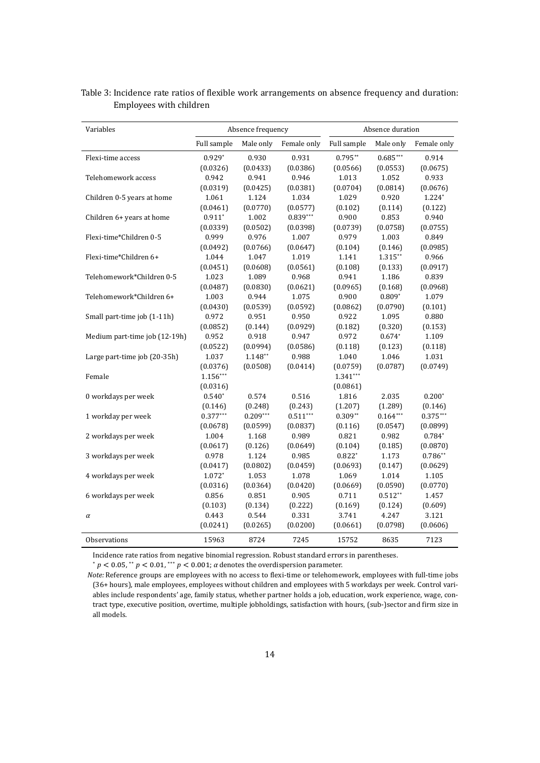Table 3: Incidence rate ratios of flexible work arrangements on absence frequency and duration: Employees with children

| Variables | Absence frequency | | | Absence duration | | |
|---|---|---|---|---|---|---|
| | Full sample | Male only | Female only | Full sample | Male only | Female only |
| Flexi-time access | 0.929* | 0.930 | 0.931 | 0.795** | 0.685*** | 0.914 |
| | (0.0326) | (0.0433) | (0.0386) | (0.0566) | (0.0553) | (0.0675) |
| Telehomework access | 0.942 | 0.941 | 0.946 | 1.013 | 1.052 | 0.933 |
| | (0.0319) | (0.0425) | (0.0381) | (0.0704) | (0.0814) | (0.0676) |
| Children 0-5 years at home | 1.061 | 1.124 | 1.034 | 1.029 | 0.920 | 1.224* |
| | (0.0461) | (0.0770) | (0.0577) | (0.102) | (0.114) | (0.122) |
| Children 6+ years at home | 0.911* | 1.002 | 0.839*** | 0.900 | 0.853 | 0.940 |
| | (0.0339) | (0.0502) | (0.0398) | (0.0739) | (0.0758) | (0.0755) |
| Flexi-time*Children 0-5 | 0.999 | 0.976 | 1.007 | 0.979 | 1.003 | 0.849 |
| | (0.0492) | (0.0766) | (0.0647) | (0.104) | (0.146) | (0.0985) |
| Flexi-time*Children 6+ | 1.044 | 1.047 | 1.019 | 1.141 | 1.315** | 0.966 |
| | (0.0451) | (0.0608) | (0.0561) | (0.108) | (0.133) | (0.0917) |
| Telehomework*Children 0-5 | 1.023 | 1.089 | 0.968 | 0.941 | 1.186 | 0.839 |
| | (0.0487) | (0.0830) | (0.0621) | (0.0965) | (0.168) | (0.0968) |
| Telehomework*Children 6+ | 1.003 | 0.944 | 1.075 | 0.900 | 0.809* | 1.079 |
| | (0.0430) | (0.0539) | (0.0592) | (0.0862) | (0.0790) | (0.101) |
| Small part-time job (1-11h) | 0.972 | 0.951 | 0.950 | 0.922 | 1.095 | 0.880 |
| | (0.0852) | (0.144) | (0.0929) | (0.182) | (0.320) | (0.153) |
| Medium part-time job (12-19h) | 0.952 | 0.918 | 0.947 | 0.972 | 0.674* | 1.109 |
| | (0.0522) | (0.0994) | (0.0586) | (0.118) | (0.123) | (0.118) |
| Large part-time job (20-35h) | 1.037 | 1.148** | 0.988 | 1.040 | 1.046 | 1.031 |
| | (0.0376) | (0.0508) | (0.0414) | (0.0759) | (0.0787) | (0.0749) |
| Female | 1.156*** | | | 1.341*** | | |
| | (0.0316) | | | (0.0861) | | |
| 0 workdays per week | 0.540* | 0.574 | 0.516 | 1.816 | 2.035 | 0.200* |
| | (0.146) | (0.248) | (0.243) | (1.207) | (1.289) | (0.146) |
| 1 workday per week | 0.377*** | 0.209*** | 0.511*** | 0.309** | 0.164*** | 0.375*** |
| | (0.0678) | (0.0599) | (0.0837) | (0.116) | (0.0547) | (0.0899) |
| 2 workdays per week | 1.004 | 1.168 | 0.989 | 0.821 | 0.982 | 0.784* |
| | (0.0617) | (0.126) | (0.0649) | (0.104) | (0.185) | (0.0870) |
| 3 workdays per week | 0.978 | 1.124 | 0.985 | 0.822* | 1.173 | 0.786** |
| | (0.0417) | (0.0802) | (0.0459) | (0.0693) | (0.147) | (0.0629) |
| 4 workdays per week | 1.072* | 1.053 | 1.078 | 1.069 | 1.014 | 1.105 |
| | (0.0316) | (0.0364) | (0.0420) | (0.0669) | (0.0590) | (0.0770) |
| 6 workdays per week | 0.856 | 0.851 | 0.905 | 0.711 | 0.512** | 1.457 |
| | (0.103) | (0.134) | (0.222) | (0.169) | (0.124) | (0.609) |
| $\alpha$ | 0.443 | 0.544 | 0.331 | 3.741 | 4.247 | 3.121 |
| | (0.0241) | (0.0265) | (0.0200) | (0.0661) | (0.0798) | (0.0606) |
| Observations | 15963 | 8724 | 7245 | 15752 | 8635 | 7123 |

Incidence rate ratios from negative binomial regression. Robust standard errors in parentheses.

* $p < 0.05$, ** $p < 0.01$, *** $p < 0.001$; $\alpha$ denotes the overdispersion parameter.

*Note:* Reference groups are employees with no access to flexi-time or telehomework, employees with full-time jobs (36+ hours), male employees, employees without children and employees with 5 workdays per week. Control variables include respondents' age, family status, whether partner holds a job, education, work experience, wage, contract type, executive position, overtime, multiple jobholdings, satisfaction with hours, (sub-)sector and firm size in all models.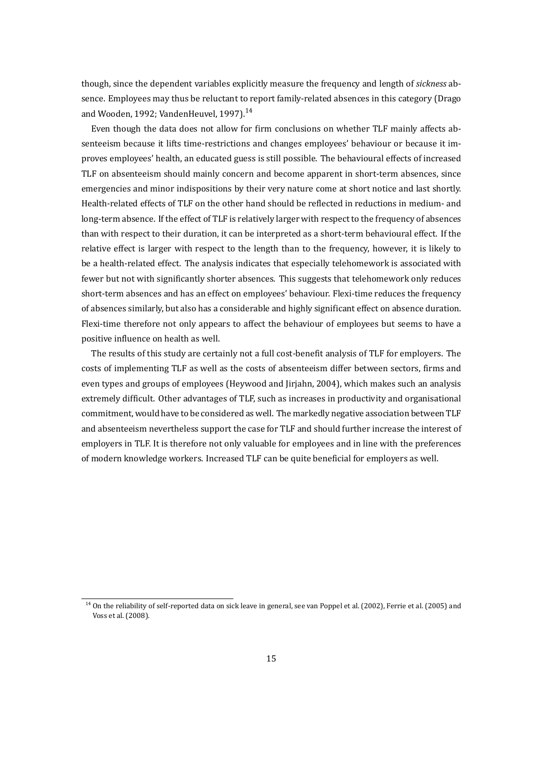though, since the dependent variables explicitly measure the frequency and length of *sickness* absence. Employees may thus be reluctant to report family-related absences in this category (Drago and Wooden, 1992; VandenHeuvel, 1997).[14]

Even though the data does not allow for firm conclusions on whether TLF mainly affects absenteeism because it lifts time-restrictions and changes employees' behaviour or because it improves employees' health, an educated guess is still possible. The behavioural effects of increased TLF on absenteeism should mainly concern and become apparent in short-term absences, since emergencies and minor indispositions by their very nature come at short notice and last shortly. Health-related effects of TLF on the other hand should be reflected in reductions in medium- and long-term absence. If the effect of TLF is relatively larger with respect to the frequency of absences than with respect to their duration, it can be interpreted as a short-term behavioural effect. If the relative effect is larger with respect to the length than to the frequency, however, it is likely to be a health-related effect. The analysis indicates that especially telehomework is associated with fewer but not with significantly shorter absences. This suggests that telehomework only reduces short-term absences and has an effect on employees' behaviour. Flexi-time reduces the frequency of absences similarly, but also has a considerable and highly significant effect on absence duration. Flexi-time therefore not only appears to affect the behaviour of employees but seems to have a positive influence on health as well.

The results of this study are certainly not a full cost-benefit analysis of TLF for employers. The costs of implementing TLF as well as the costs of absenteeism differ between sectors, firms and even types and groups of employees (Heywood and Jirjahn, 2004), which makes such an analysis extremely difficult. Other advantages of TLF, such as increases in productivity and organisational commitment, would have to be considered as well. The markedly negative association between TLF and absenteeism nevertheless support the case for TLF and should further increase the interest of employers in TLF. It is therefore not only valuable for employees and in line with the preferences of modern knowledge workers. Increased TLF can be quite beneficial for employers as well.

[14] On the reliability of self-reported data on sick leave in general, see van Poppel et al. (2002), Ferrie et al. (2005) and Voss et al. (2008).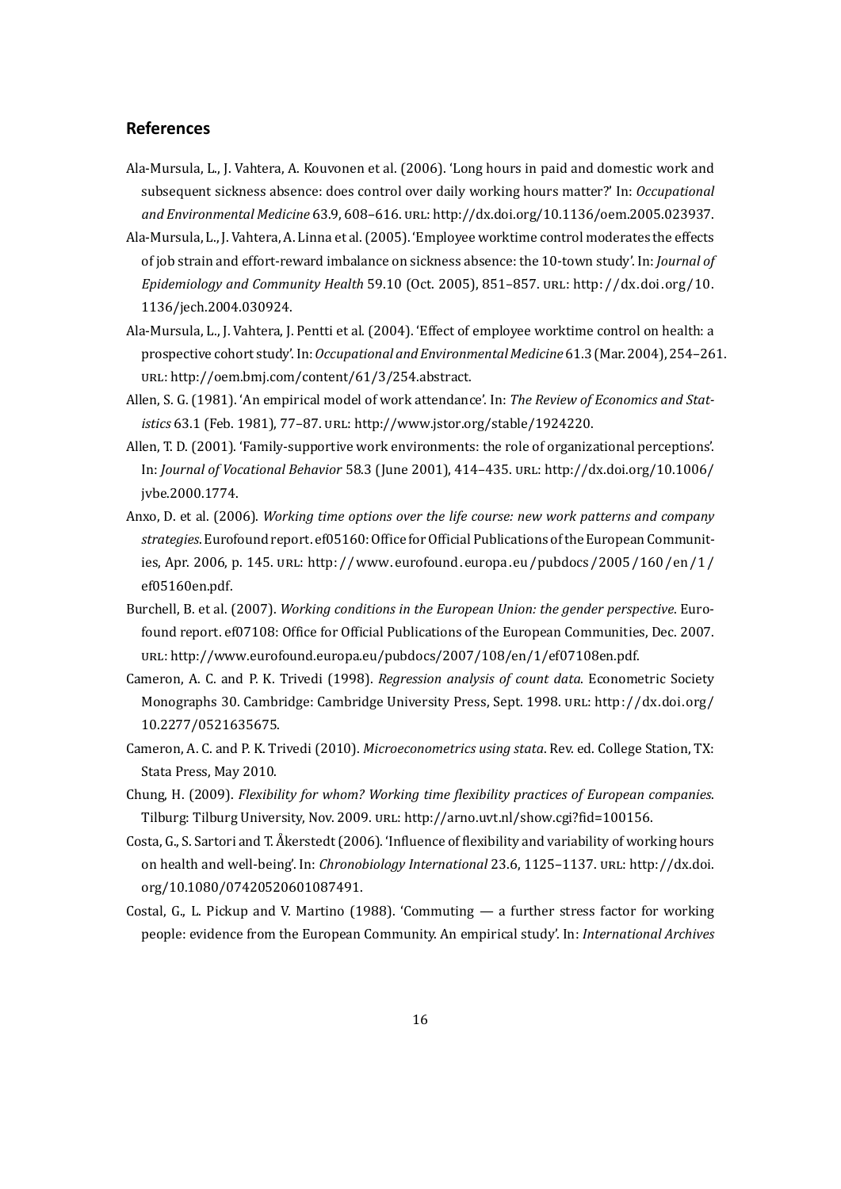## References

Ala-Mursula, L., J. Vahtera, A. Kouvonen et al. (2006). 'Long hours in paid and domestic work and subsequent sickness absence: does control over daily working hours matter?' In: *Occupational and Environmental Medicine* 63.9, 608–616. URL: http://dx.doi.org/10.1136/oem.2005.023937.

Ala-Mursula, L., J. Vahtera, A. Linna et al. (2005). 'Employee worktime control moderates the effects of job strain and effort-reward imbalance on sickness absence: the 10-town study'. In: *Journal of Epidemiology and Community Health* 59.10 (Oct. 2005), 851–857. URL: http://dx.doi.org/10.1136/jech.2004.030924.

Ala-Mursula, L., J. Vahtera, J. Pentti et al. (2004). 'Effect of employee worktime control on health: a prospective cohort study'. In: *Occupational and Environmental Medicine* 61.3 (Mar. 2004), 254–261. URL: http://oem.bmj.com/content/61/3/254.abstract.

Allen, S. G. (1981). 'An empirical model of work attendance'. In: *The Review of Economics and Statistics* 63.1 (Feb. 1981), 77–87. URL: http://www.jstor.org/stable/1924220.

Allen, T. D. (2001). 'Family-supportive work environments: the role of organizational perceptions'. In: *Journal of Vocational Behavior* 58.3 (June 2001), 414–435. URL: http://dx.doi.org/10.1006/jvbe.2000.1774.

Anxo, D. et al. (2006). *Working time options over the life course: new work patterns and company strategies*. Eurofound report. ef05160: Office for Official Publications of the European Communities, Apr. 2006, p. 145. URL: http://www.eurofound.europa.eu/pubdocs/2005/160/en/1/ef05160en.pdf.

Burchell, B. et al. (2007). *Working conditions in the European Union: the gender perspective*. Eurofound report. ef07108: Office for Official Publications of the European Communities, Dec. 2007. URL: http://www.eurofound.europa.eu/pubdocs/2007/108/en/1/ef07108en.pdf.

Cameron, A. C. and P. K. Trivedi (1998). *Regression analysis of count data*. Econometric Society Monographs 30. Cambridge: Cambridge University Press, Sept. 1998. URL: http://dx.doi.org/10.2277/0521635675.

Cameron, A. C. and P. K. Trivedi (2010). *Microeconometrics using stata*. Rev. ed. College Station, TX: Stata Press, May 2010.

Chung, H. (2009). *Flexibility for whom? Working time flexibility practices of European companies*. Tilburg: Tilburg University, Nov. 2009. URL: http://arno.uvt.nl/show.cgi?fid=100156.

Costa, G., S. Sartori and T. Åkerstedt (2006). 'Influence of flexibility and variability of working hours on health and well-being'. In: *Chronobiology International* 23.6, 1125–1137. URL: http://dx.doi.org/10.1080/07420520601087491.

Costal, G., L. Pickup and V. Martino (1988). 'Commuting — a further stress factor for working people: evidence from the European Community. An empirical study'. In: *International Archives*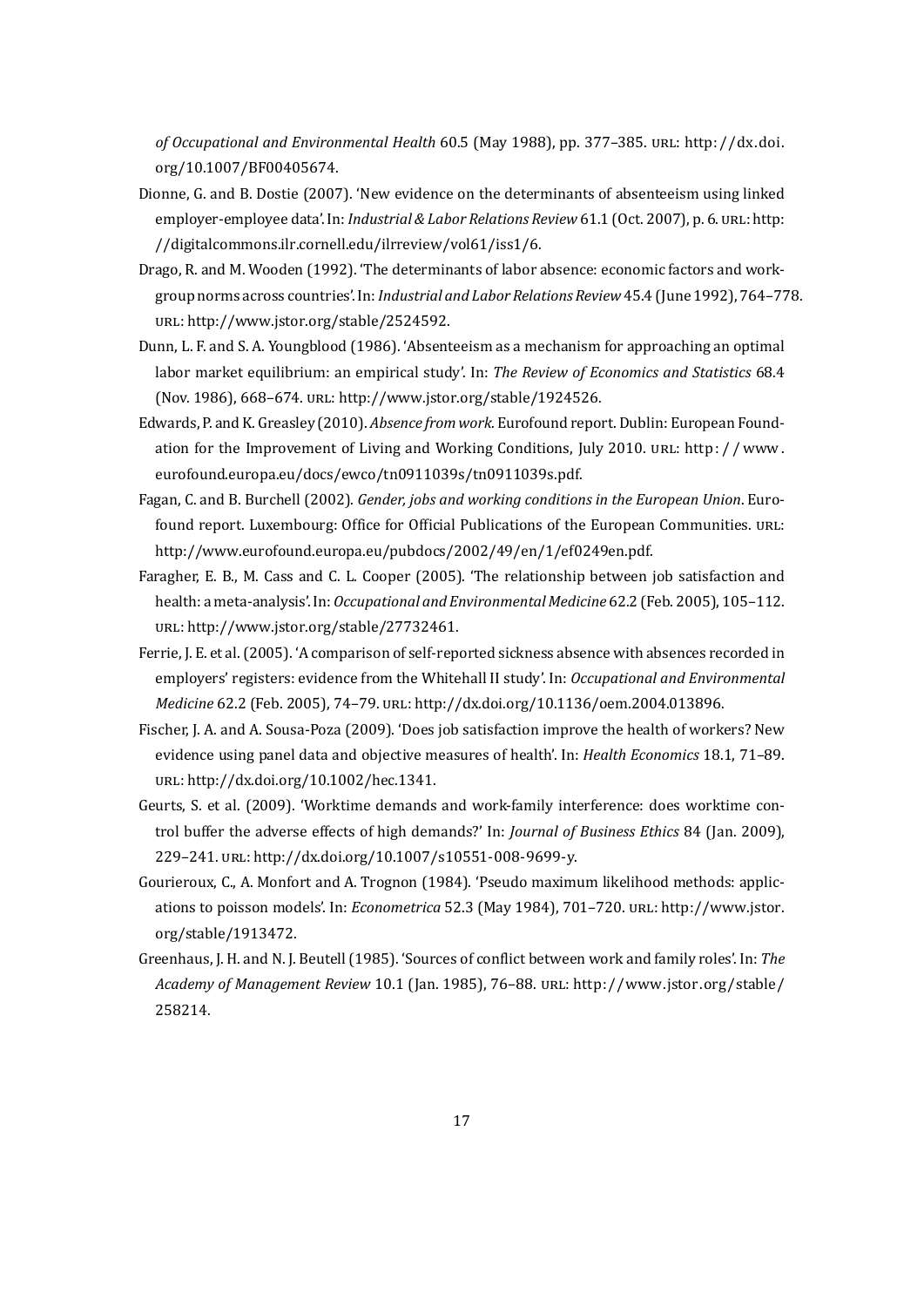*of Occupational and Environmental Health* 60.5 (May 1988), pp. 377–385. URL: http://dx.doi.org/10.1007/BF00405674.

Dionne, G. and B. Dostie (2007). 'New evidence on the determinants of absenteeism using linked employer-employee data'. In: *Industrial & Labor Relations Review* 61.1 (Oct. 2007), p. 6. URL: http://digitalcommons.ilr.cornell.edu/ilrreview/vol61/iss1/6.

Drago, R. and M. Wooden (1992). 'The determinants of labor absence: economic factors and workgroup norms across countries'. In: *Industrial and Labor Relations Review* 45.4 (June 1992), 764–778. URL: http://www.jstor.org/stable/2524592.

Dunn, L. F. and S. A. Youngblood (1986). 'Absenteeism as a mechanism for approaching an optimal labor market equilibrium: an empirical study'. In: *The Review of Economics and Statistics* 68.4 (Nov. 1986), 668–674. URL: http://www.jstor.org/stable/1924526.

Edwards, P. and K. Greasley (2010). *Absence from work*. Eurofound report. Dublin: European Foundation for the Improvement of Living and Working Conditions, July 2010. URL: http://www.eurofound.europa.eu/docs/ewco/tn0911039s/tn0911039s.pdf.

Fagan, C. and B. Burchell (2002). *Gender, jobs and working conditions in the European Union*. Eurofound report. Luxembourg: Office for Official Publications of the European Communities. URL: http://www.eurofound.europa.eu/pubdocs/2002/49/en/1/ef0249en.pdf.

Faragher, E. B., M. Cass and C. L. Cooper (2005). 'The relationship between job satisfaction and health: a meta-analysis'. In: *Occupational and Environmental Medicine* 62.2 (Feb. 2005), 105–112. URL: http://www.jstor.org/stable/27732461.

Ferrie, J. E. et al. (2005). 'A comparison of self-reported sickness absence with absences recorded in employers' registers: evidence from the Whitehall II study'. In: *Occupational and Environmental Medicine* 62.2 (Feb. 2005), 74–79. URL: http://dx.doi.org/10.1136/oem.2004.013896.

Fischer, J. A. and A. Sousa-Poza (2009). 'Does job satisfaction improve the health of workers? New evidence using panel data and objective measures of health'. In: *Health Economics* 18.1, 71–89. URL: http://dx.doi.org/10.1002/hec.1341.

Geurts, S. et al. (2009). 'Worktime demands and work-family interference: does worktime control buffer the adverse effects of high demands?' In: *Journal of Business Ethics* 84 (Jan. 2009), 229–241. URL: http://dx.doi.org/10.1007/s10551-008-9699-y.

Gourieroux, C., A. Monfort and A. Trognon (1984). 'Pseudo maximum likelihood methods: applications to poisson models'. In: *Econometrica* 52.3 (May 1984), 701–720. URL: http://www.jstor.org/stable/1913472.

Greenhaus, J. H. and N. J. Beutell (1985). 'Sources of conflict between work and family roles'. In: *The Academy of Management Review* 10.1 (Jan. 1985), 76–88. URL: http://www.jstor.org/stable/258214.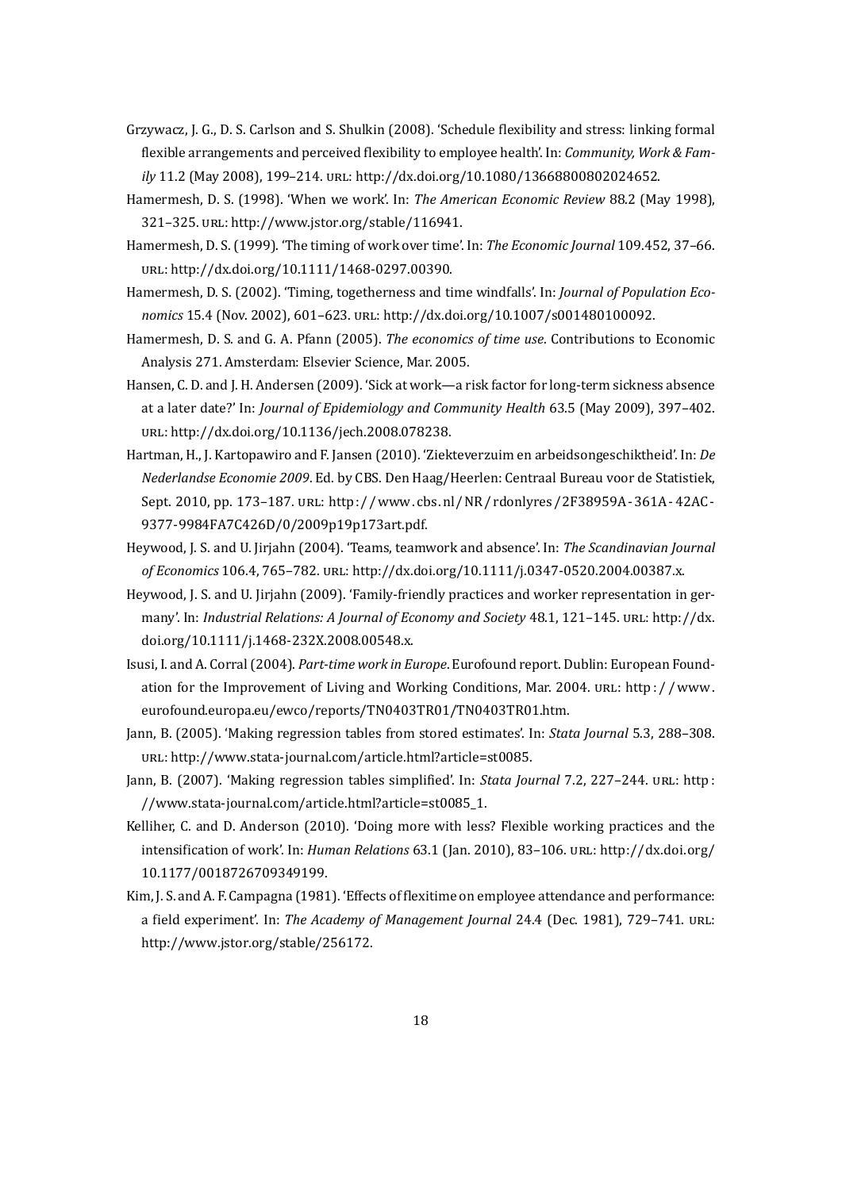Grzywacz, J. G., D. S. Carlson and S. Shulkin (2008). 'Schedule flexibility and stress: linking formal flexible arrangements and perceived flexibility to employee health'. In: *Community, Work & Family* 11.2 (May 2008), 199–214. URL: http://dx.doi.org/10.1080/13668800802024652.

Hamermesh, D. S. (1998). 'When we work'. In: *The American Economic Review* 88.2 (May 1998), 321–325. URL: http://www.jstor.org/stable/116941.

Hamermesh, D. S. (1999). 'The timing of work over time'. In: *The Economic Journal* 109.452, 37–66. URL: http://dx.doi.org/10.1111/1468-0297.00390.

Hamermesh, D. S. (2002). 'Timing, togetherness and time windfalls'. In: *Journal of Population Economics* 15.4 (Nov. 2002), 601–623. URL: http://dx.doi.org/10.1007/s001480100092.

Hamermesh, D. S. and G. A. Pfann (2005). *The economics of time use*. Contributions to Economic Analysis 271. Amsterdam: Elsevier Science, Mar. 2005.

Hansen, C. D. and J. H. Andersen (2009). 'Sick at work—a risk factor for long-term sickness absence at a later date?' In: *Journal of Epidemiology and Community Health* 63.5 (May 2009), 397–402. URL: http://dx.doi.org/10.1136/jech.2008.078238.

Hartman, H., J. Kartopawiro and F. Jansen (2010). 'Ziekteverzuim en arbeidsongeschiktheid'. In: *De Nederlandse Economie 2009*. Ed. by CBS. Den Haag/Heerlen: Centraal Bureau voor de Statistiek, Sept. 2010, pp. 173–187. URL: http://www.cbs.nl/NR/rdonlyres/2F38959A-361A-42AC-9377-9984FA7C426D/0/2009p19p173art.pdf.

Heywood, J. S. and U. Jirjahn (2004). 'Teams, teamwork and absence'. In: *The Scandinavian Journal of Economics* 106.4, 765–782. URL: http://dx.doi.org/10.1111/j.0347-0520.2004.00387.x.

Heywood, J. S. and U. Jirjahn (2009). 'Family-friendly practices and worker representation in germany'. In: *Industrial Relations: A Journal of Economy and Society* 48.1, 121–145. URL: http://dx.doi.org/10.1111/j.1468-232X.2008.00548.x.

Isusi, I. and A. Corral (2004). *Part-time work in Europe*. Eurofound report. Dublin: European Foundation for the Improvement of Living and Working Conditions, Mar. 2004. URL: http://www.eurofound.europa.eu/ewco/reports/TN0403TR01/TN0403TR01.htm.

Jann, B. (2005). 'Making regression tables from stored estimates'. In: *Stata Journal* 5.3, 288–308. URL: http://www.stata-journal.com/article.html?article=st0085.

Jann, B. (2007). 'Making regression tables simplified'. In: *Stata Journal* 7.2, 227–244. URL: http://www.stata-journal.com/article.html?article=st0085_1.

Kelliher, C. and D. Anderson (2010). 'Doing more with less? Flexible working practices and the intensification of work'. In: *Human Relations* 63.1 (Jan. 2010), 83–106. URL: http://dx.doi.org/10.1177/0018726709349199.

Kim, J. S. and A. F. Campagna (1981). 'Effects of flexitime on employee attendance and performance: a field experiment'. In: *The Academy of Management Journal* 24.4 (Dec. 1981), 729–741. URL: http://www.jstor.org/stable/256172.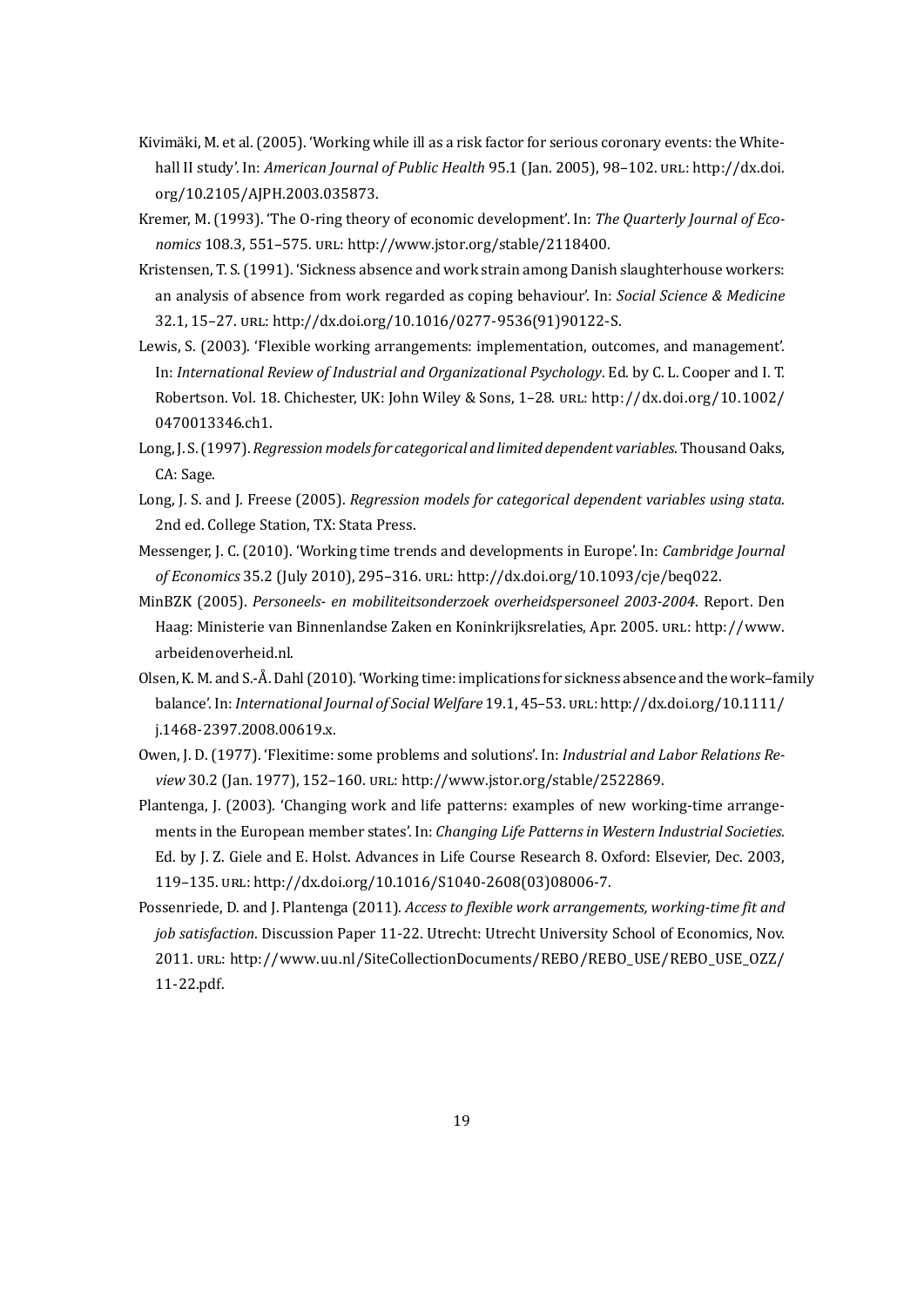Kivimäki, M. et al. (2005). 'Working while ill as a risk factor for serious coronary events: the Whitehall II study'. In: *American Journal of Public Health* 95.1 (Jan. 2005), 98–102. URL: http://dx.doi.org/10.2105/AJPH.2003.035873.

Kremer, M. (1993). 'The O-ring theory of economic development'. In: *The Quarterly Journal of Economics* 108.3, 551–575. URL: http://www.jstor.org/stable/2118400.

Kristensen, T. S. (1991). 'Sickness absence and work strain among Danish slaughterhouse workers: an analysis of absence from work regarded as coping behaviour'. In: *Social Science & Medicine* 32.1, 15–27. URL: http://dx.doi.org/10.1016/0277-9536(91)90122-S.

Lewis, S. (2003). 'Flexible working arrangements: implementation, outcomes, and management'. In: *International Review of Industrial and Organizational Psychology*. Ed. by C. L. Cooper and I. T. Robertson. Vol. 18. Chichester, UK: John Wiley & Sons, 1–28. URL: http://dx.doi.org/10.1002/0470013346.ch1.

Long, J. S. (1997). *Regression models for categorical and limited dependent variables*. Thousand Oaks, CA: Sage.

Long, J. S. and J. Freese (2005). *Regression models for categorical dependent variables using stata*. 2nd ed. College Station, TX: Stata Press.

Messenger, J. C. (2010). 'Working time trends and developments in Europe'. In: *Cambridge Journal of Economics* 35.2 (July 2010), 295–316. URL: http://dx.doi.org/10.1093/cje/beq022.

MinBZK (2005). *Personeels- en mobiliteitsonderzoek overheidspersoneel 2003-2004*. Report. Den Haag: Ministerie van Binnenlandse Zaken en Koninkrijksrelaties, Apr. 2005. URL: http://www.arbeidenoverheid.nl.

Olsen, K. M. and S.-Å. Dahl (2010). 'Working time: implications for sickness absence and the work–family balance'. In: *International Journal of Social Welfare* 19.1, 45–53. URL: http://dx.doi.org/10.1111/j.1468-2397.2008.00619.x.

Owen, J. D. (1977). 'Flexitime: some problems and solutions'. In: *Industrial and Labor Relations Review* 30.2 (Jan. 1977), 152–160. URL: http://www.jstor.org/stable/2522869.

Plantenga, J. (2003). 'Changing work and life patterns: examples of new working-time arrangements in the European member states'. In: *Changing Life Patterns in Western Industrial Societies*. Ed. by J. Z. Giele and E. Holst. Advances in Life Course Research 8. Oxford: Elsevier, Dec. 2003, 119–135. URL: http://dx.doi.org/10.1016/S1040-2608(03)08006-7.

Possenriede, D. and J. Plantenga (2011). *Access to flexible work arrangements, working-time fit and job satisfaction*. Discussion Paper 11-22. Utrecht: Utrecht University School of Economics, Nov. 2011. URL: http://www.uu.nl/SiteCollectionDocuments/REBO/REBO_USE/REBO_USE_OZZ/11-22.pdf.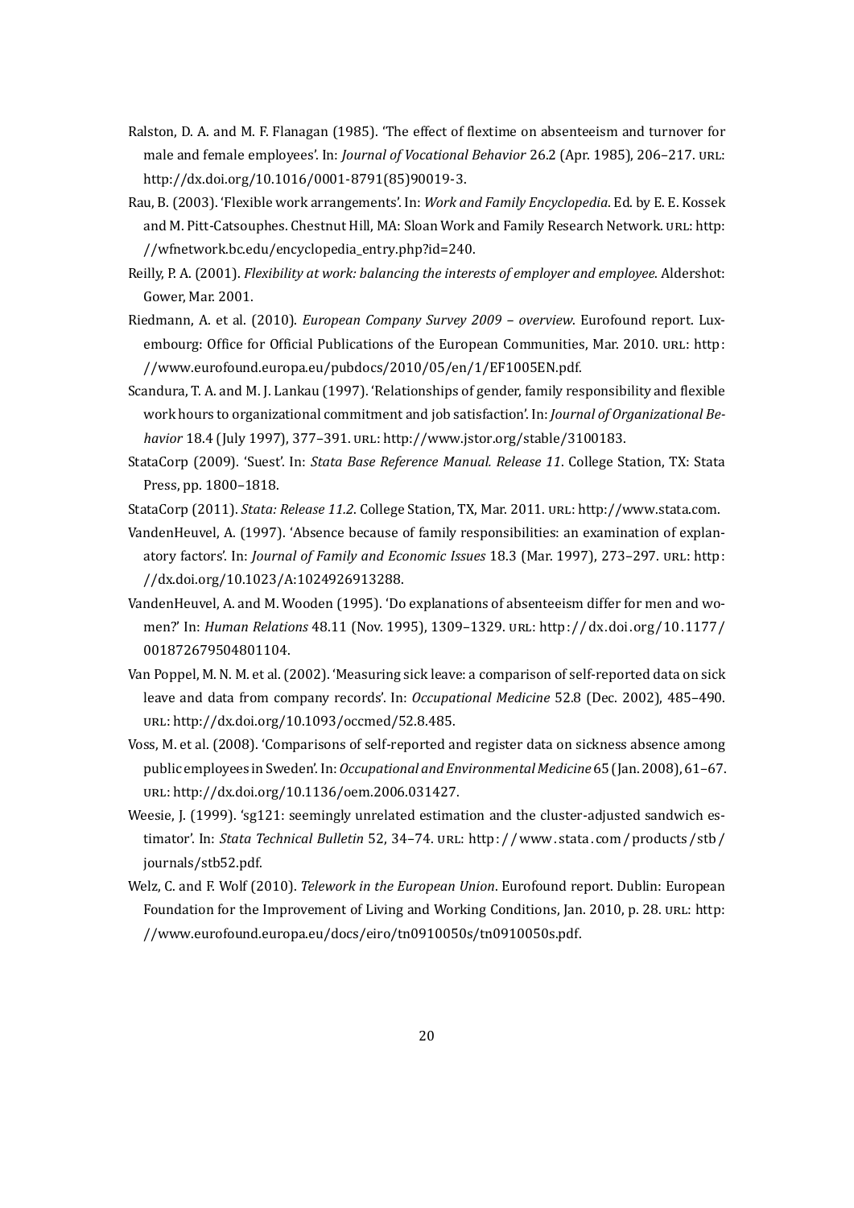Ralston, D. A. and M. F. Flanagan (1985). 'The effect of flextime on absenteeism and turnover for male and female employees'. In: *Journal of Vocational Behavior* 26.2 (Apr. 1985), 206–217. URL: http://dx.doi.org/10.1016/0001-8791(85)90019-3.

Rau, B. (2003). 'Flexible work arrangements'. In: *Work and Family Encyclopedia*. Ed. by E. E. Kossek and M. Pitt-Catsouphes. Chestnut Hill, MA: Sloan Work and Family Research Network. URL: http://wfnetwork.bc.edu/encyclopedia_entry.php?id=240.

Reilly, P. A. (2001). *Flexibility at work: balancing the interests of employer and employee*. Aldershot: Gower, Mar. 2001.

Riedmann, A. et al. (2010). *European Company Survey 2009 – overview*. Eurofound report. Luxembourg: Office for Official Publications of the European Communities, Mar. 2010. URL: http://www.eurofound.europa.eu/pubdocs/2010/05/en/1/EF1005EN.pdf.

Scandura, T. A. and M. J. Lankau (1997). 'Relationships of gender, family responsibility and flexible work hours to organizational commitment and job satisfaction'. In: *Journal of Organizational Behavior* 18.4 (July 1997), 377–391. URL: http://www.jstor.org/stable/3100183.

StataCorp (2009). 'Suest'. In: *Stata Base Reference Manual. Release 11*. College Station, TX: Stata Press, pp. 1800–1818.

StataCorp (2011). *Stata: Release 11.2*. College Station, TX, Mar. 2011. URL: http://www.stata.com.

VandenHeuvel, A. (1997). 'Absence because of family responsibilities: an examination of explanatory factors'. In: *Journal of Family and Economic Issues* 18.3 (Mar. 1997), 273–297. URL: http://dx.doi.org/10.1023/A:1024926913288.

VandenHeuvel, A. and M. Wooden (1995). 'Do explanations of absenteeism differ for men and women?' In: *Human Relations* 48.11 (Nov. 1995), 1309–1329. URL: http://dx.doi.org/10.1177/001872679504801104.

Van Poppel, M. N. M. et al. (2002). 'Measuring sick leave: a comparison of self-reported data on sick leave and data from company records'. In: *Occupational Medicine* 52.8 (Dec. 2002), 485–490. URL: http://dx.doi.org/10.1093/occmed/52.8.485.

Voss, M. et al. (2008). 'Comparisons of self-reported and register data on sickness absence among public employees in Sweden'. In: *Occupational and Environmental Medicine* 65 (Jan. 2008), 61–67. URL: http://dx.doi.org/10.1136/oem.2006.031427.

Weesie, J. (1999). 'sg121: seemingly unrelated estimation and the cluster-adjusted sandwich estimator'. In: *Stata Technical Bulletin* 52, 34–74. URL: http://www.stata.com/products/stb/journals/stb52.pdf.

Welz, C. and F. Wolf (2010). *Telework in the European Union*. Eurofound report. Dublin: European Foundation for the Improvement of Living and Working Conditions, Jan. 2010, p. 28. URL: http://www.eurofound.europa.eu/docs/eiro/tn0910050s/tn0910050s.pdf.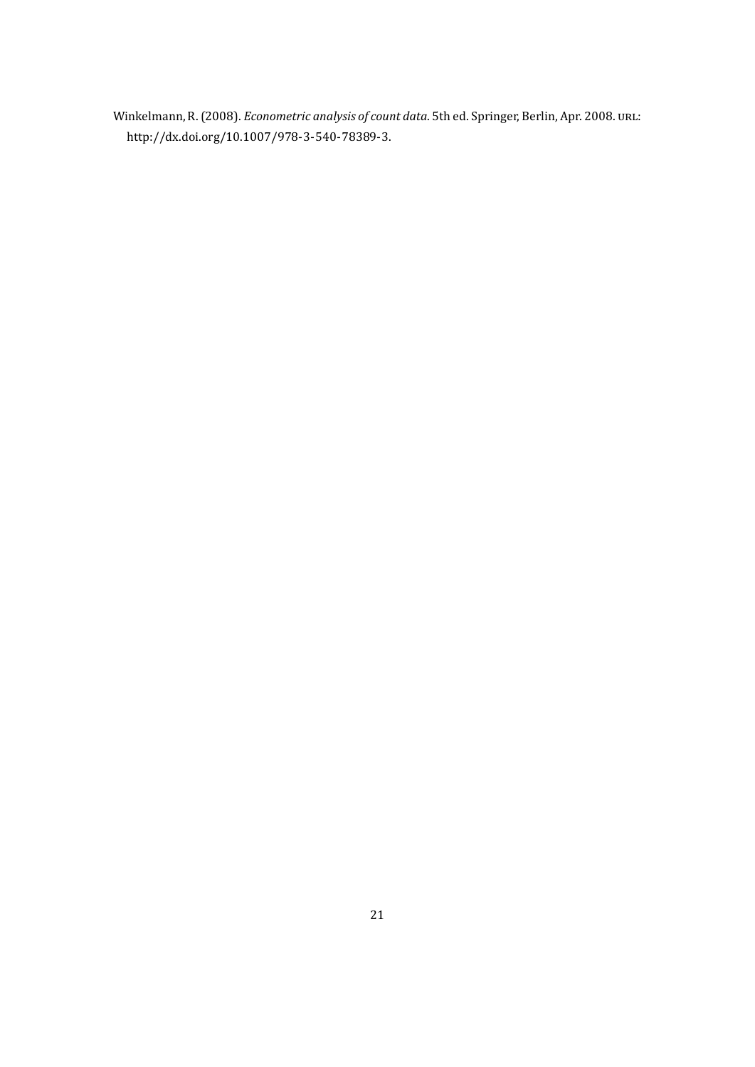Winkelmann, R. (2008). *Econometric analysis of count data*. 5th ed. Springer, Berlin, Apr. 2008. URL: http://dx.doi.org/10.1007/978-3-540-78389-3.